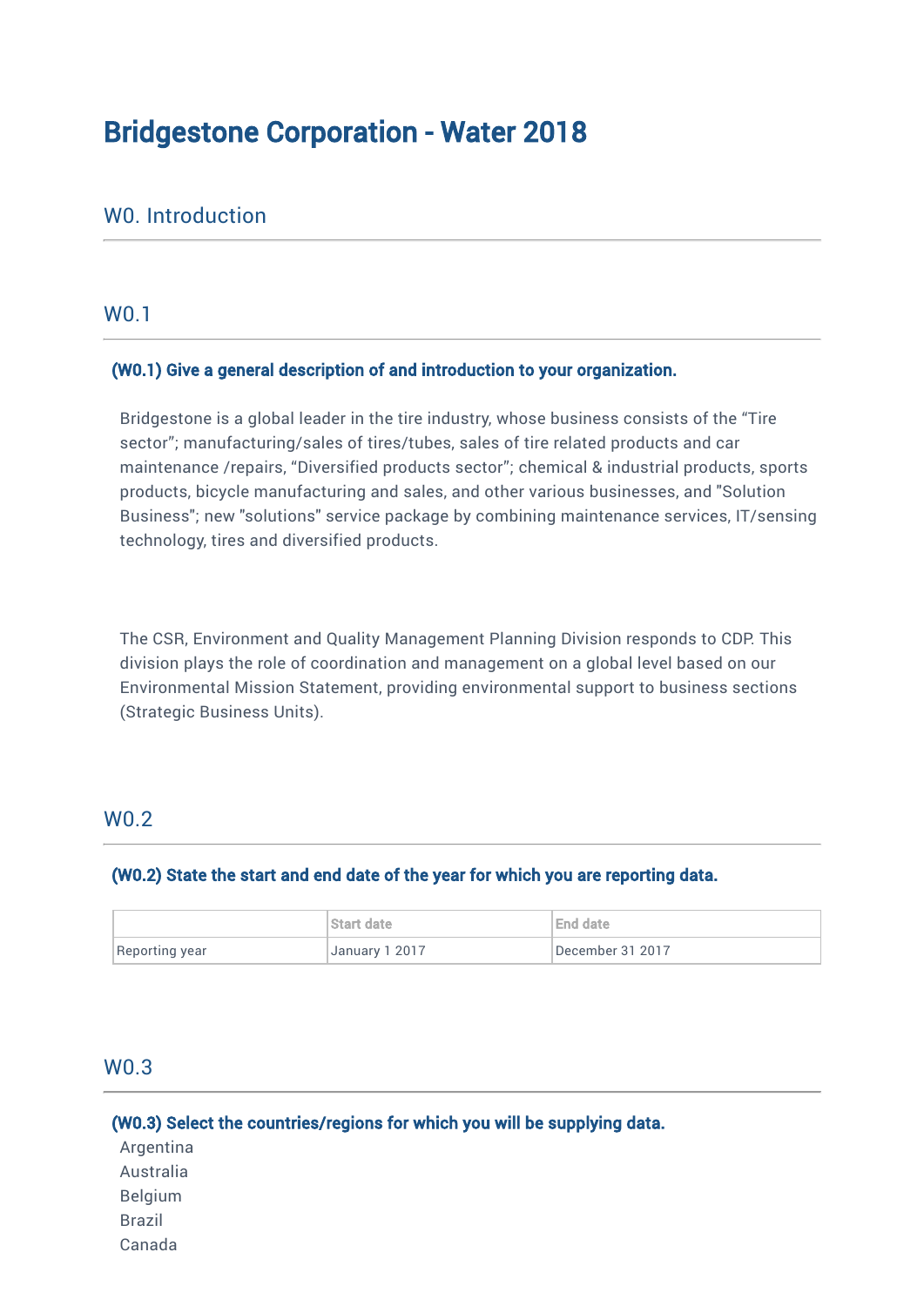# Bridgestone Corporation - Water 2018

## W0. Introduction

### W0.1

**(W0.1) Give a general description of and introduction to your organization.**

Bridgestone is a global leader in the tire industry, whose business consists of the “Tire sector”; manufacturing/sales of tires/tubes, sales of tire related products and car maintenance /repairs, “Diversified products sector”; chemical & industrial products, sports products, bicycle manufacturing and sales, and other various businesses, and "Solution Business"; new "solutions" service package by combining maintenance services, IT/sensing technology, tires and diversified products.

The CSR, Environment and Quality Management Planning Division responds to CDP. This division plays the role of coordination and management on a global level based on our Environmental Mission Statement, providing environmental support to business sections (Strategic Business Units).

### W0.2

**(W0.2) State the start and end date of the year for which you are reporting data.**

| | Start date | End date |
|---|---|---|
| Reporting year | January 1 2017 | December 31 2017 |

### W0.3

**(W0.3) Select the countries/regions for which you will be supplying data.**

Argentina
Australia
Belgium
Brazil
Canada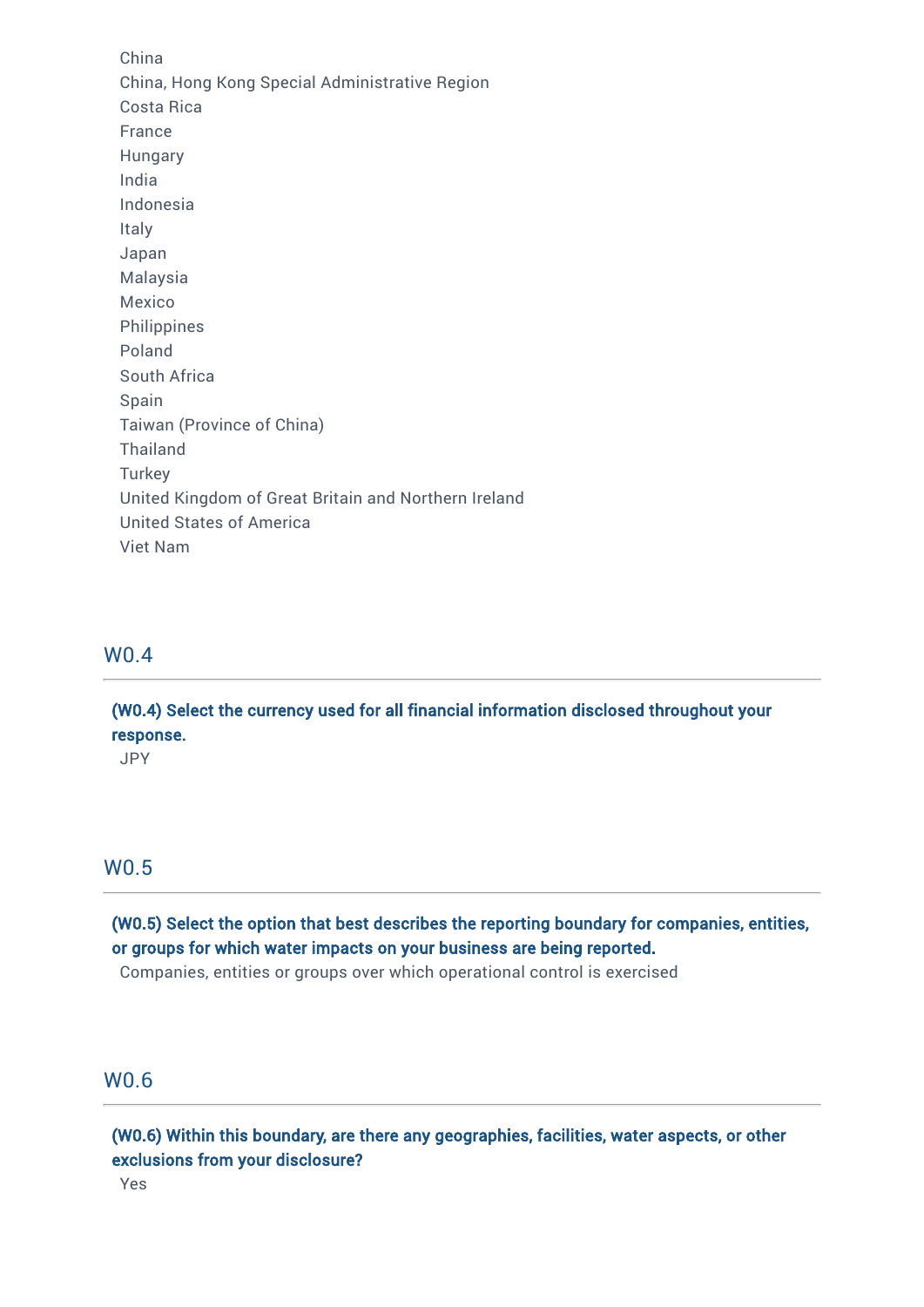China
China, Hong Kong Special Administrative Region
Costa Rica
France
Hungary
India
Indonesia
Italy
Japan
Malaysia
Mexico
Philippines
Poland
South Africa
Spain
Taiwan (Province of China)
Thailand
Turkey
United Kingdom of Great Britain and Northern Ireland
United States of America
Viet Nam

## W0.4

**(W0.4) Select the currency used for all financial information disclosed throughout your response.**

JPY

## W0.5

**(W0.5) Select the option that best describes the reporting boundary for companies, entities, or groups for which water impacts on your business are being reported.**

Companies, entities or groups over which operational control is exercised

## W0.6

**(W0.6) Within this boundary, are there any geographies, facilities, water aspects, or other exclusions from your disclosure?**

Yes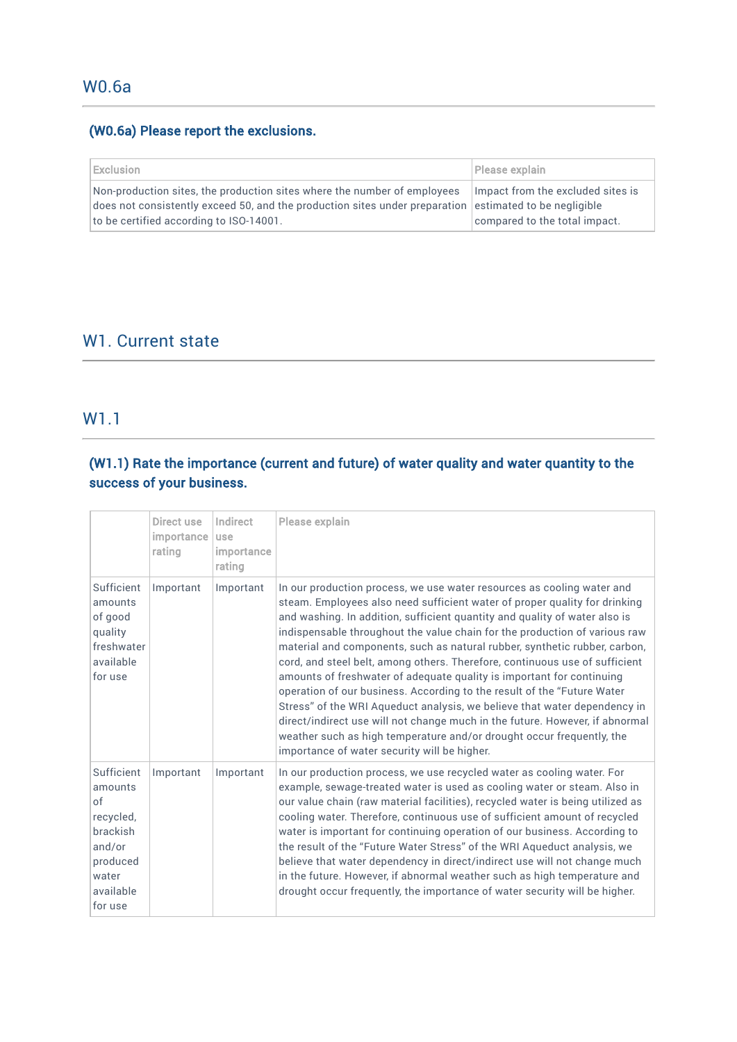## W0.6a

### (W0.6a) Please report the exclusions.

| Exclusion | Please explain |
| --- | --- |
| Non-production sites, the production sites where the number of employees does not consistently exceed 50, and the production sites under preparation to be certified according to ISO-14001. | Impact from the excluded sites is estimated to be negligible compared to the total impact. |

# W1. Current state

## W1.1

### (W1.1) Rate the importance (current and future) of water quality and water quantity to the success of your business.

| | Direct use importance rating | Indirect use importance rating | Please explain |
| --- | --- | --- | --- |
| Sufficient amounts of good quality freshwater available for use | Important | Important | In our production process, we use water resources as cooling water and steam. Employees also need sufficient water of proper quality for drinking and washing. In addition, sufficient quantity and quality of water also is indispensable throughout the value chain for the production of various raw material and components, such as natural rubber, synthetic rubber, carbon, cord, and steel belt, among others. Therefore, continuous use of sufficient amounts of freshwater of adequate quality is important for continuing operation of our business. According to the result of the "Future Water Stress" of the WRI Aqueduct analysis, we believe that water dependency in direct/indirect use will not change much in the future. However, if abnormal weather such as high temperature and/or drought occur frequently, the importance of water security will be higher. |
| Sufficient amounts of recycled, brackish and/or produced water available for use | Important | Important | In our production process, we use recycled water as cooling water. For example, sewage-treated water is used as cooling water or steam. Also in our value chain (raw material facilities), recycled water is being utilized as cooling water. Therefore, continuous use of sufficient amount of recycled water is important for continuing operation of our business. According to the result of the "Future Water Stress" of the WRI Aqueduct analysis, we believe that water dependency in direct/indirect use will not change much in the future. However, if abnormal weather such as high temperature and drought occur frequently, the importance of water security will be higher. |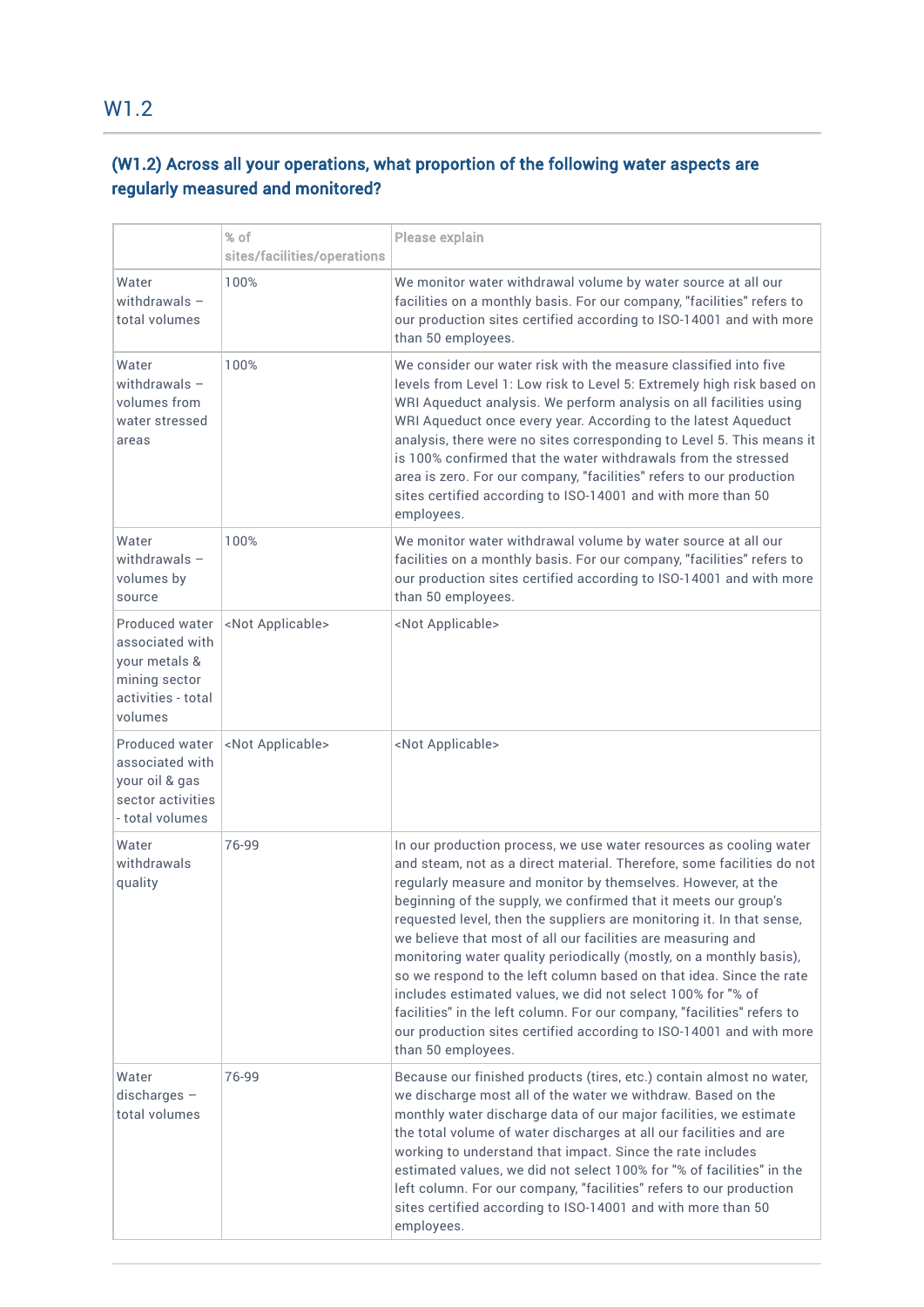## W1.2

### (W1.2) Across all your operations, what proportion of the following water aspects are regularly measured and monitored?

| | % of sites/facilities/operations | Please explain |
|---|---|---|
| Water withdrawals – total volumes | 100% | We monitor water withdrawal volume by water source at all our facilities on a monthly basis. For our company, "facilities" refers to our production sites certified according to ISO-14001 and with more than 50 employees. |
| Water withdrawals – volumes from water stressed areas | 100% | We consider our water risk with the measure classified into five levels from Level 1: Low risk to Level 5: Extremely high risk based on WRI Aqueduct analysis. We perform analysis on all facilities using WRI Aqueduct once every year. According to the latest Aqueduct analysis, there were no sites corresponding to Level 5. This means it is 100% confirmed that the water withdrawals from the stressed area is zero. For our company, "facilities" refers to our production sites certified according to ISO-14001 and with more than 50 employees. |
| Water withdrawals – volumes by source | 100% | We monitor water withdrawal volume by water source at all our facilities on a monthly basis. For our company, "facilities" refers to our production sites certified according to ISO-14001 and with more than 50 employees. |
| Produced water associated with your metals & mining sector activities - total volumes | <Not Applicable> | <Not Applicable> |
| Produced water associated with your oil & gas sector activities - total volumes | <Not Applicable> | <Not Applicable> |
| Water withdrawals quality | 76-99 | In our production process, we use water resources as cooling water and steam, not as a direct material. Therefore, some facilities do not regularly measure and monitor by themselves. However, at the beginning of the supply, we confirmed that it meets our group's requested level, then the suppliers are monitoring it. In that sense, we believe that most of all our facilities are measuring and monitoring water quality periodically (mostly, on a monthly basis), so we respond to the left column based on that idea. Since the rate includes estimated values, we did not select 100% for "% of facilities" in the left column. For our company, "facilities" refers to our production sites certified according to ISO-14001 and with more than 50 employees. |
| Water discharges – total volumes | 76-99 | Because our finished products (tires, etc.) contain almost no water, we discharge most all of the water we withdraw. Based on the monthly water discharge data of our major facilities, we estimate the total volume of water discharges at all our facilities and are working to understand that impact. Since the rate includes estimated values, we did not select 100% for "% of facilities" in the left column. For our company, "facilities" refers to our production sites certified according to ISO-14001 and with more than 50 employees. |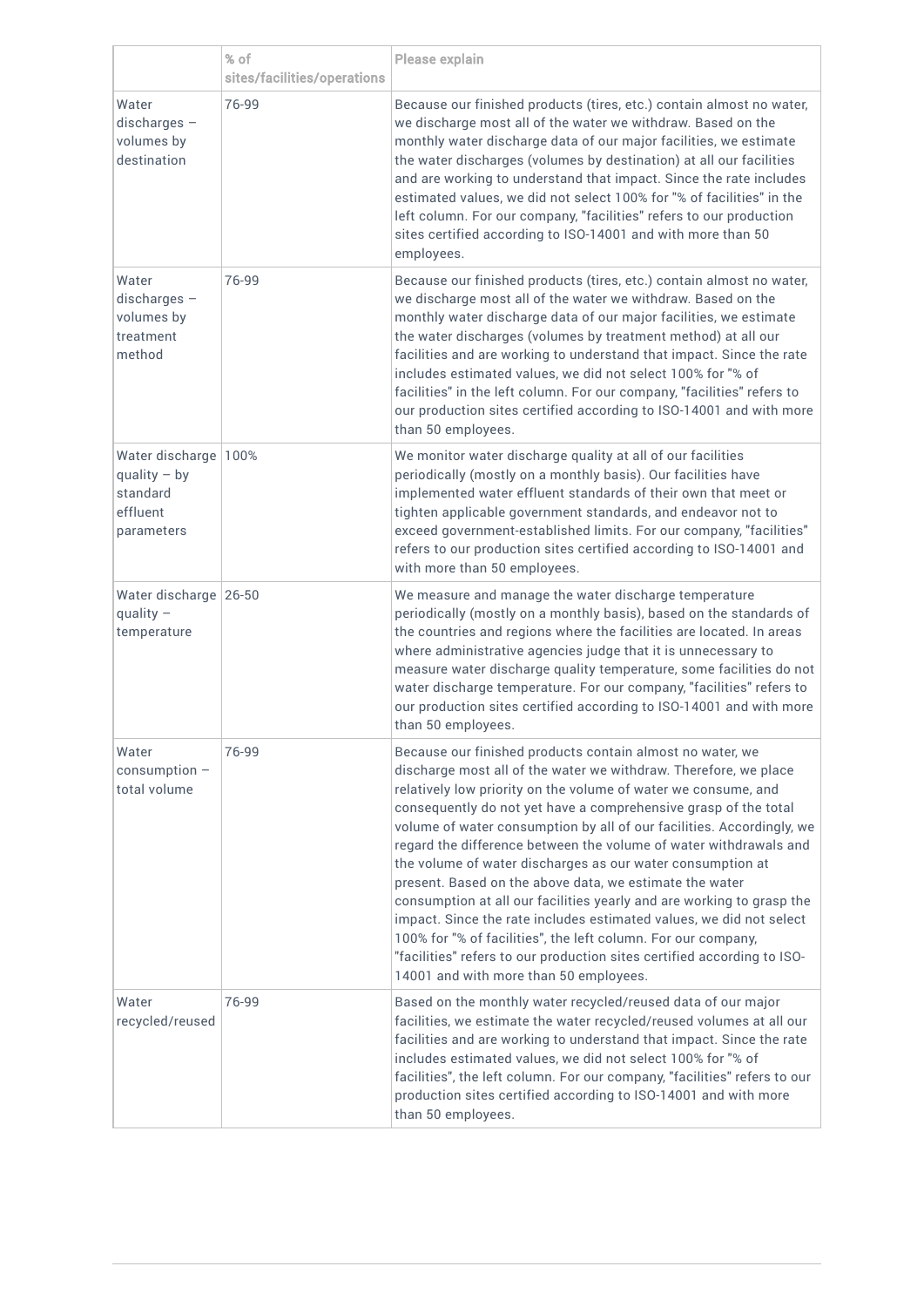| | % of sites/facilities/operations | Please explain |
|---|---|---|
| Water discharges – volumes by destination | 76-99 | Because our finished products (tires, etc.) contain almost no water, we discharge most all of the water we withdraw. Based on the monthly water discharge data of our major facilities, we estimate the water discharges (volumes by destination) at all our facilities and are working to understand that impact. Since the rate includes estimated values, we did not select 100% for "% of facilities" in the left column. For our company, "facilities" refers to our production sites certified according to ISO-14001 and with more than 50 employees. |
| Water discharges – volumes by treatment method | 76-99 | Because our finished products (tires, etc.) contain almost no water, we discharge most all of the water we withdraw. Based on the monthly water discharge data of our major facilities, we estimate the water discharges (volumes by treatment method) at all our facilities and are working to understand that impact. Since the rate includes estimated values, we did not select 100% for "% of facilities" in the left column. For our company, "facilities" refers to our production sites certified according to ISO-14001 and with more than 50 employees. |
| Water discharge quality – by standard effluent parameters | 100% | We monitor water discharge quality at all of our facilities periodically (mostly on a monthly basis). Our facilities have implemented water effluent standards of their own that meet or tighten applicable government standards, and endeavor not to exceed government-established limits. For our company, "facilities" refers to our production sites certified according to ISO-14001 and with more than 50 employees. |
| Water discharge quality – temperature | 26-50 | We measure and manage the water discharge temperature periodically (mostly on a monthly basis), based on the standards of the countries and regions where the facilities are located. In areas where administrative agencies judge that it is unnecessary to measure water discharge quality temperature, some facilities do not water discharge temperature. For our company, "facilities" refers to our production sites certified according to ISO-14001 and with more than 50 employees. |
| Water consumption – total volume | 76-99 | Because our finished products contain almost no water, we discharge most all of the water we withdraw. Therefore, we place relatively low priority on the volume of water we consume, and consequently do not yet have a comprehensive grasp of the total volume of water consumption by all of our facilities. Accordingly, we regard the difference between the volume of water withdrawals and the volume of water discharges as our water consumption at present. Based on the above data, we estimate the water consumption at all our facilities yearly and are working to grasp the impact. Since the rate includes estimated values, we did not select 100% for "% of facilities", the left column. For our company, "facilities" refers to our production sites certified according to ISO-14001 and with more than 50 employees. |
| Water recycled/reused | 76-99 | Based on the monthly water recycled/reused data of our major facilities, we estimate the water recycled/reused volumes at all our facilities and are working to understand that impact. Since the rate includes estimated values, we did not select 100% for "% of facilities", the left column. For our company, "facilities" refers to our production sites certified according to ISO-14001 and with more than 50 employees. |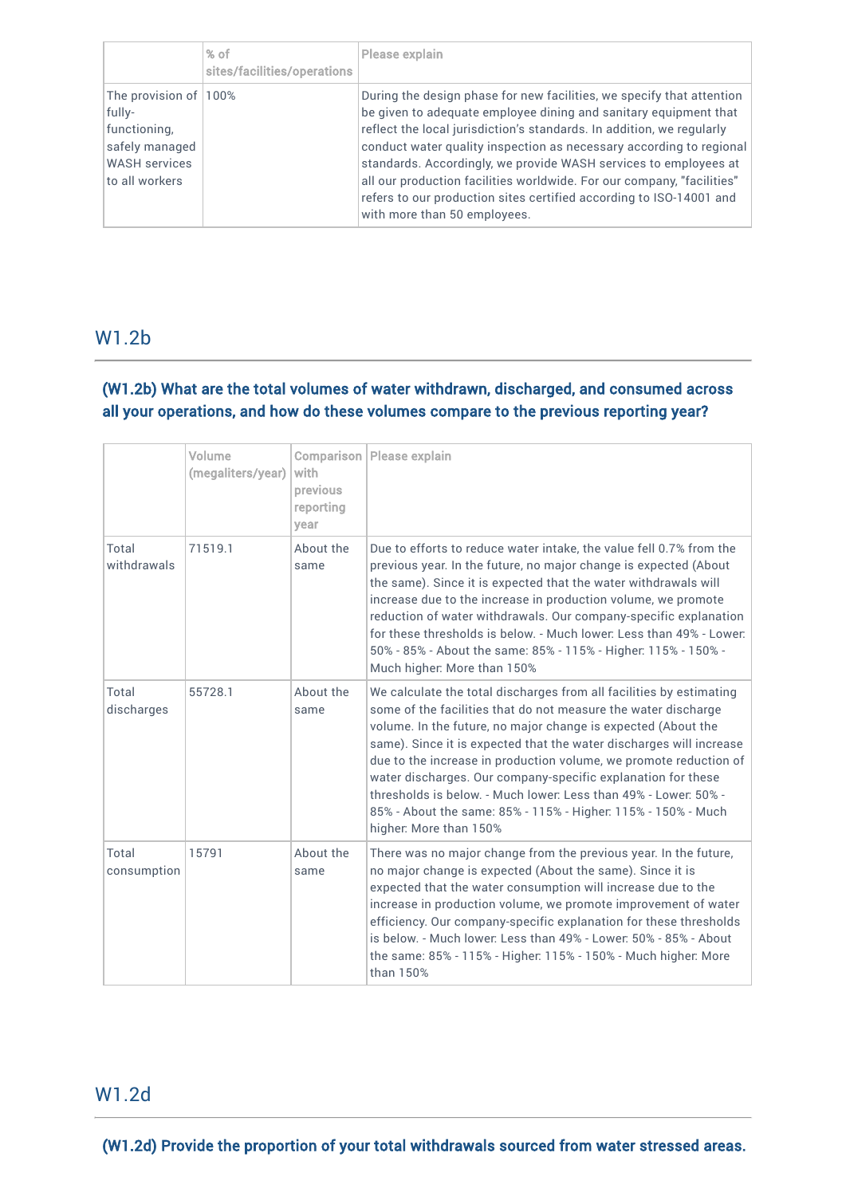| | % of sites/facilities/operations | Please explain |
|---|---|---|
| The provision of fully-functioning, safely managed WASH services to all workers | 100% | During the design phase for new facilities, we specify that attention be given to adequate employee dining and sanitary equipment that reflect the local jurisdiction's standards. In addition, we regularly conduct water quality inspection as necessary according to regional standards. Accordingly, we provide WASH services to employees at all our production facilities worldwide. For our company, "facilities" refers to our production sites certified according to ISO-14001 and with more than 50 employees. |

## W1.2b

### (W1.2b) What are the total volumes of water withdrawn, discharged, and consumed across all your operations, and how do these volumes compare to the previous reporting year?

| | Volume (megaliters/year) | Comparison with previous reporting year | Please explain |
|---|---|---|---|
| Total withdrawals | 71519.1 | About the same | Due to efforts to reduce water intake, the value fell 0.7% from the previous year. In the future, no major change is expected (About the same). Since it is expected that the water withdrawals will increase due to the increase in production volume, we promote reduction of water withdrawals. Our company-specific explanation for these thresholds is below. - Much lower: Less than 49% - Lower: 50% - 85% - About the same: 85% - 115% - Higher: 115% - 150% - Much higher: More than 150% |
| Total discharges | 55728.1 | About the same | We calculate the total discharges from all facilities by estimating some of the facilities that do not measure the water discharge volume. In the future, no major change is expected (About the same). Since it is expected that the water discharges will increase due to the increase in production volume, we promote reduction of water discharges. Our company-specific explanation for these thresholds is below. - Much lower: Less than 49% - Lower: 50% - 85% - About the same: 85% - 115% - Higher: 115% - 150% - Much higher: More than 150% |
| Total consumption | 15791 | About the same | There was no major change from the previous year. In the future, no major change is expected (About the same). Since it is expected that the water consumption will increase due to the increase in production volume, we promote improvement of water efficiency. Our company-specific explanation for these thresholds is below. - Much lower: Less than 49% - Lower: 50% - 85% - About the same: 85% - 115% - Higher: 115% - 150% - Much higher: More than 150% |

## W1.2d

### (W1.2d) Provide the proportion of your total withdrawals sourced from water stressed areas.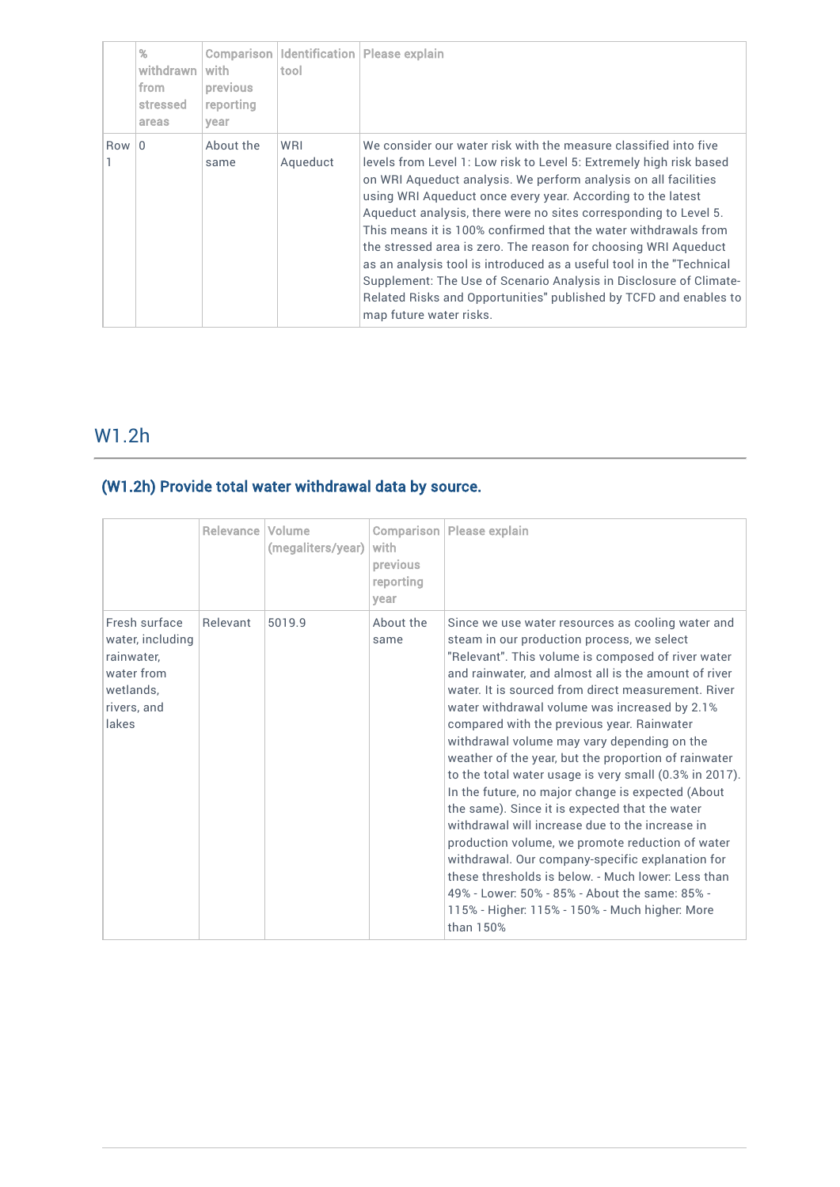| | % withdrawn from stressed areas | Comparison with previous reporting year | Identification tool | Please explain |
|---|---|---|---|---|
| Row 1 | 0 | About the same | WRI Aqueduct | We consider our water risk with the measure classified into five levels from Level 1: Low risk to Level 5: Extremely high risk based on WRI Aqueduct analysis. We perform analysis on all facilities using WRI Aqueduct once every year. According to the latest Aqueduct analysis, there were no sites corresponding to Level 5. This means it is 100% confirmed that the water withdrawals from the stressed area is zero. The reason for choosing WRI Aqueduct as an analysis tool is introduced as a useful tool in the "Technical Supplement: The Use of Scenario Analysis in Disclosure of Climate-Related Risks and Opportunities" published by TCFD and enables to map future water risks. |

## W1.2h

### (W1.2h) Provide total water withdrawal data by source.

| | Relevance | Volume (megaliters/year) | Comparison with previous reporting year | Please explain |
|---|---|---|---|---|
| Fresh surface water, including rainwater, water from wetlands, rivers, and lakes | Relevant | 5019.9 | About the same | Since we use water resources as cooling water and steam in our production process, we select "Relevant". This volume is composed of river water and rainwater, and almost all is the amount of river water. It is sourced from direct measurement. River water withdrawal volume was increased by 2.1% compared with the previous year. Rainwater withdrawal volume may vary depending on the weather of the year, but the proportion of rainwater to the total water usage is very small (0.3% in 2017). In the future, no major change is expected (About the same). Since it is expected that the water withdrawal will increase due to the increase in production volume, we promote reduction of water withdrawal. Our company-specific explanation for these thresholds is below. - Much lower: Less than 49% - Lower: 50% - 85% - About the same: 85% - 115% - Higher: 115% - 150% - Much higher: More than 150% |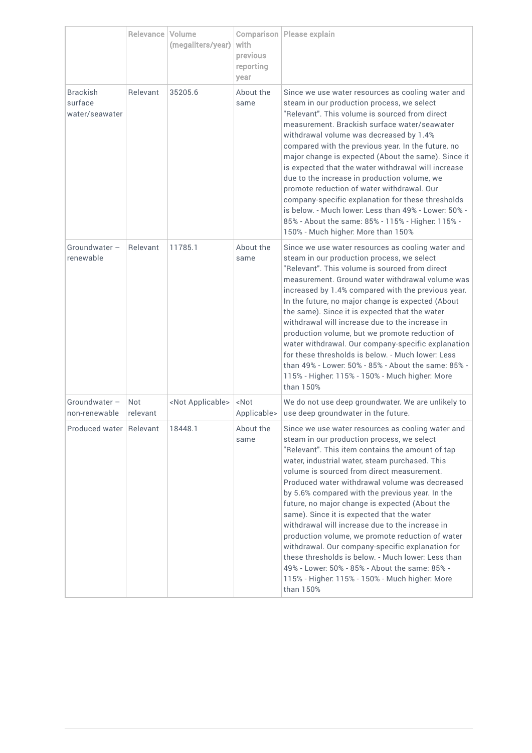|  | Relevance | Volume (megaliters/year) | Comparison with previous reporting year | Please explain |
|---|---|---|---|---|
| Brackish surface water/seawater | Relevant | 35205.6 | About the same | Since we use water resources as cooling water and steam in our production process, we select "Relevant". This volume is sourced from direct measurement. Brackish surface water/seawater withdrawal volume was decreased by 1.4% compared with the previous year. In the future, no major change is expected (About the same). Since it is expected that the water withdrawal will increase due to the increase in production volume, we promote reduction of water withdrawal. Our company-specific explanation for these thresholds is below. - Much lower: Less than 49% - Lower: 50% - 85% - About the same: 85% - 115% - Higher: 115% - 150% - Much higher: More than 150% |
| Groundwater – renewable | Relevant | 11785.1 | About the same | Since we use water resources as cooling water and steam in our production process, we select "Relevant". This volume is sourced from direct measurement. Ground water withdrawal volume was increased by 1.4% compared with the previous year. In the future, no major change is expected (About the same). Since it is expected that the water withdrawal will increase due to the increase in production volume, but we promote reduction of water withdrawal. Our company-specific explanation for these thresholds is below. - Much lower: Less than 49% - Lower: 50% - 85% - About the same: 85% - 115% - Higher: 115% - 150% - Much higher: More than 150% |
| Groundwater – non-renewable | Not relevant | <Not Applicable> | <Not Applicable> | We do not use deep groundwater. We are unlikely to use deep groundwater in the future. |
| Produced water | Relevant | 18448.1 | About the same | Since we use water resources as cooling water and steam in our production process, we select "Relevant". This item contains the amount of tap water, industrial water, steam purchased. This volume is sourced from direct measurement. Produced water withdrawal volume was decreased by 5.6% compared with the previous year. In the future, no major change is expected (About the same). Since it is expected that the water withdrawal will increase due to the increase in production volume, we promote reduction of water withdrawal. Our company-specific explanation for these thresholds is below. - Much lower: Less than 49% - Lower: 50% - 85% - About the same: 85% - 115% - Higher: 115% - 150% - Much higher: More than 150% |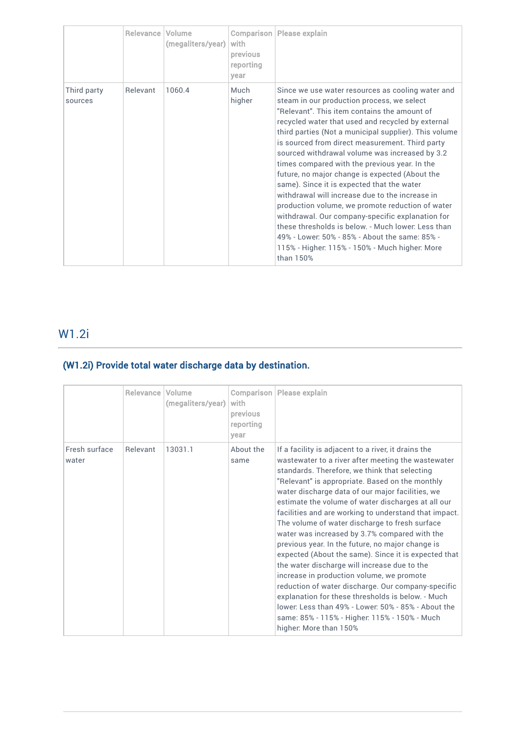| | Relevance | Volume (megaliters/year) | Comparison with previous reporting year | Please explain |
|---|---|---|---|---|
| Third party sources | Relevant | 1060.4 | Much higher | Since we use water resources as cooling water and steam in our production process, we select "Relevant". This item contains the amount of recycled water that used and recycled by external third parties (Not a municipal supplier). This volume is sourced from direct measurement. Third party sourced withdrawal volume was increased by 3.2 times compared with the previous year. In the future, no major change is expected (About the same). Since it is expected that the water withdrawal will increase due to the increase in production volume, we promote reduction of water withdrawal. Our company-specific explanation for these thresholds is below. - Much lower: Less than 49% - Lower: 50% - 85% - About the same: 85% - 115% - Higher: 115% - 150% - Much higher: More than 150% |

## W1.2i

### (W1.2i) Provide total water discharge data by destination.

| | Relevance | Volume (megaliters/year) | Comparison with previous reporting year | Please explain |
|---|---|---|---|---|
| Fresh surface water | Relevant | 13031.1 | About the same | If a facility is adjacent to a river, it drains the wastewater to a river after meeting the wastewater standards. Therefore, we think that selecting "Relevant" is appropriate. Based on the monthly water discharge data of our major facilities, we estimate the volume of water discharges at all our facilities and are working to understand that impact. The volume of water discharge to fresh surface water was increased by 3.7% compared with the previous year. In the future, no major change is expected (About the same). Since it is expected that the water discharge will increase due to the increase in production volume, we promote reduction of water discharge. Our company-specific explanation for these thresholds is below. - Much lower: Less than 49% - Lower: 50% - 85% - About the same: 85% - 115% - Higher: 115% - 150% - Much higher: More than 150% |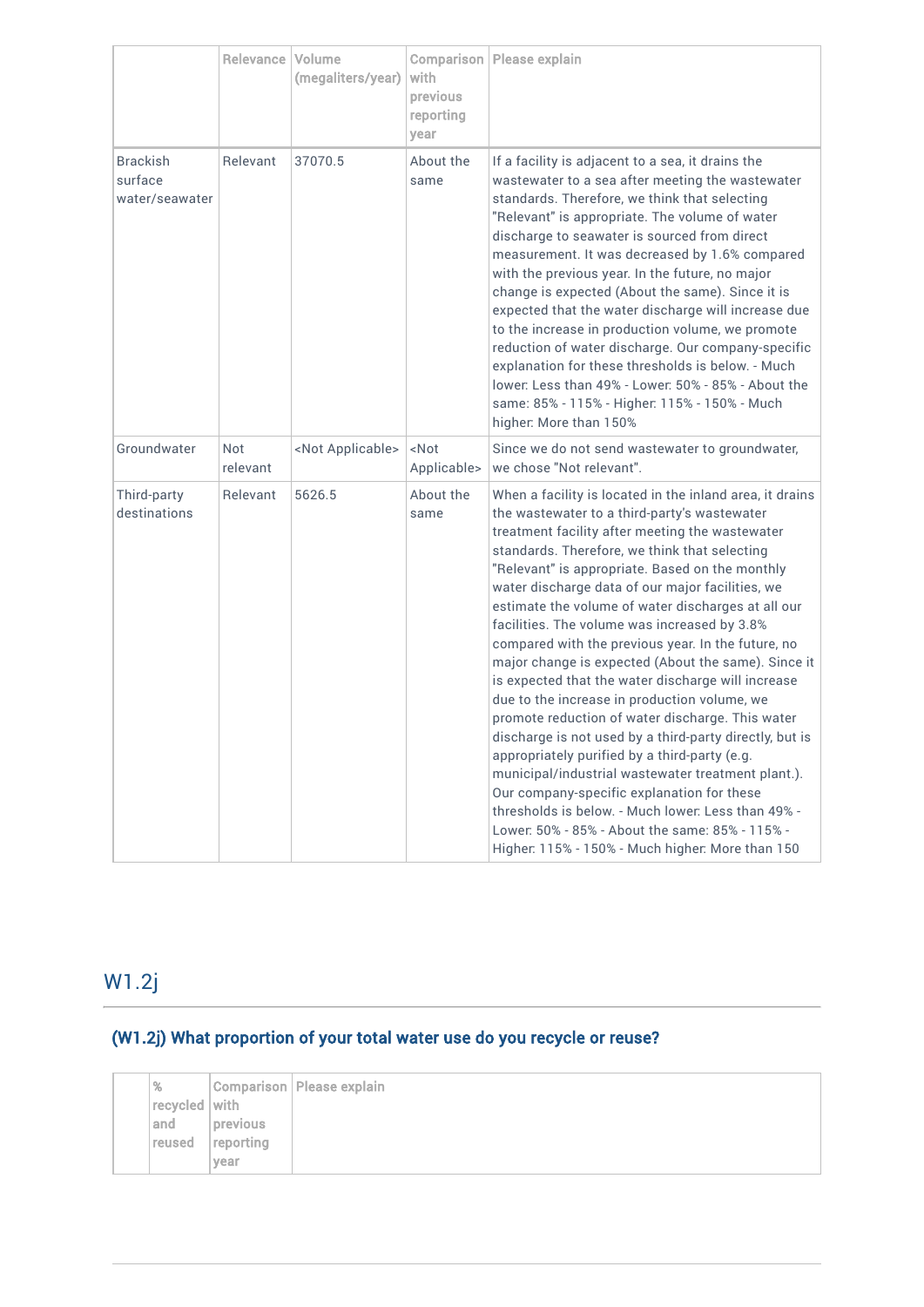| | Relevance | Volume (megaliters/year) | Comparison with previous reporting year | Please explain |
|---|---|---|---|---|
| Brackish surface water/seawater | Relevant | 37070.5 | About the same | If a facility is adjacent to a sea, it drains the wastewater to a sea after meeting the wastewater standards. Therefore, we think that selecting "Relevant" is appropriate. The volume of water discharge to seawater is sourced from direct measurement. It was decreased by 1.6% compared with the previous year. In the future, no major change is expected (About the same). Since it is expected that the water discharge will increase due to the increase in production volume, we promote reduction of water discharge. Our company-specific explanation for these thresholds is below. - Much lower: Less than 49% - Lower: 50% - 85% - About the same: 85% - 115% - Higher: 115% - 150% - Much higher: More than 150% |
| Groundwater | Not relevant | <Not Applicable> | <Not Applicable> | Since we do not send wastewater to groundwater, we chose "Not relevant". |
| Third-party destinations | Relevant | 5626.5 | About the same | When a facility is located in the inland area, it drains the wastewater to a third-party's wastewater treatment facility after meeting the wastewater standards. Therefore, we think that selecting "Relevant" is appropriate. Based on the monthly water discharge data of our major facilities, we estimate the volume of water discharges at all our facilities. The volume was increased by 3.8% compared with the previous year. In the future, no major change is expected (About the same). Since it is expected that the water discharge will increase due to the increase in production volume, we promote reduction of water discharge. This water discharge is not used by a third-party directly, but is appropriately purified by a third-party (e.g. municipal/industrial wastewater treatment plant.). Our company-specific explanation for these thresholds is below. - Much lower: Less than 49% - Lower: 50% - 85% - About the same: 85% - 115% - Higher: 115% - 150% - Much higher: More than 150 |

## W1.2j

### (W1.2j) What proportion of your total water use do you recycle or reuse?

| | % recycled and reused | Comparison with previous reporting year | Please explain |
|---|---|---|---|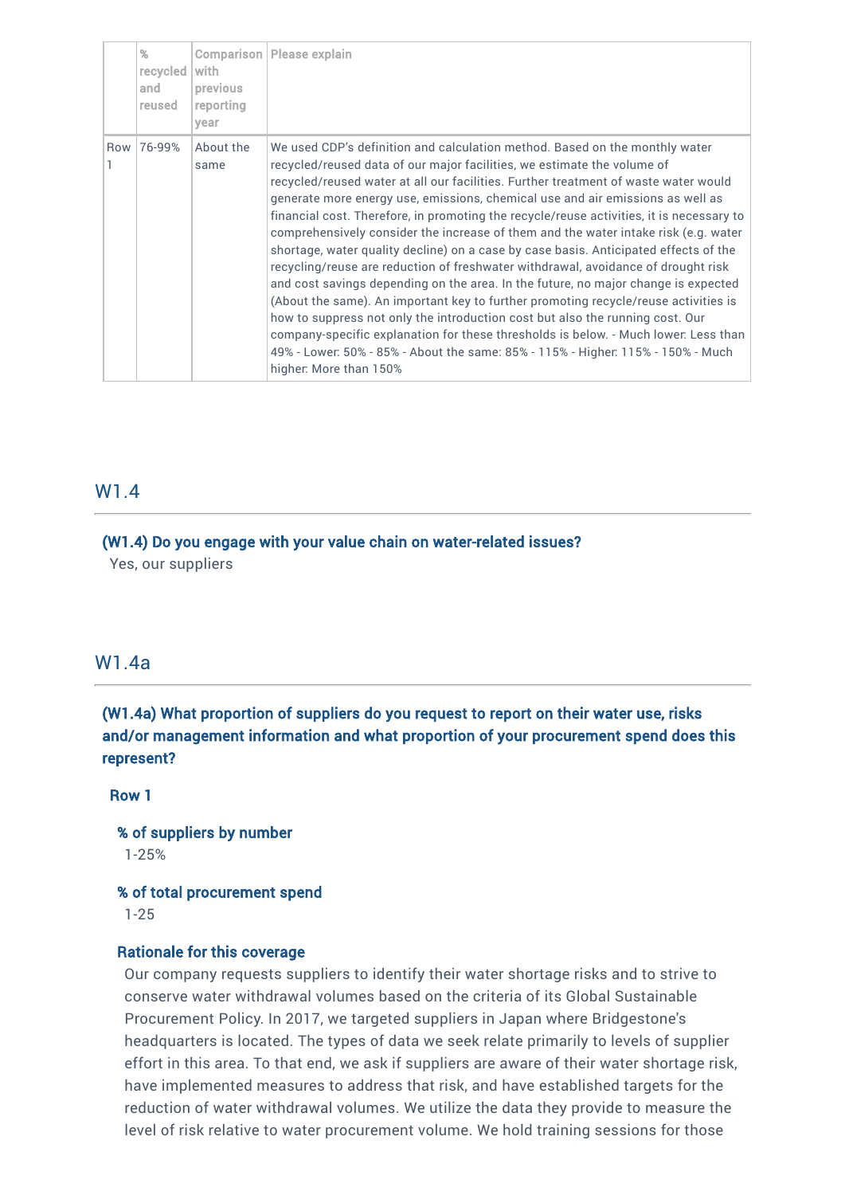| | % recycled and reused | Comparison with previous reporting year | Please explain |
|---|---|---|---|
| Row 1 | 76-99% | About the same | We used CDP's definition and calculation method. Based on the monthly water recycled/reused data of our major facilities, we estimate the volume of recycled/reused water at all our facilities. Further treatment of waste water would generate more energy use, emissions, chemical use and air emissions as well as financial cost. Therefore, in promoting the recycle/reuse activities, it is necessary to comprehensively consider the increase of them and the water intake risk (e.g. water shortage, water quality decline) on a case by case basis. Anticipated effects of the recycling/reuse are reduction of freshwater withdrawal, avoidance of drought risk and cost savings depending on the area. In the future, no major change is expected (About the same). An important key to further promoting recycle/reuse activities is how to suppress not only the introduction cost but also the running cost. Our company-specific explanation for these thresholds is below. - Much lower: Less than 49% - Lower: 50% - 85% - About the same: 85% - 115% - Higher: 115% - 150% - Much higher: More than 150% |

## W1.4

### (W1.4) Do you engage with your value chain on water-related issues?

Yes, our suppliers

## W1.4a

### (W1.4a) What proportion of suppliers do you request to report on their water use, risks and/or management information and what proportion of your procurement spend does this represent?

**Row 1**

**% of suppliers by number**

1-25%

**% of total procurement spend**

1-25

**Rationale for this coverage**

Our company requests suppliers to identify their water shortage risks and to strive to conserve water withdrawal volumes based on the criteria of its Global Sustainable Procurement Policy. In 2017, we targeted suppliers in Japan where Bridgestone's headquarters is located. The types of data we seek relate primarily to levels of supplier effort in this area. To that end, we ask if suppliers are aware of their water shortage risk, have implemented measures to address that risk, and have established targets for the reduction of water withdrawal volumes. We utilize the data they provide to measure the level of risk relative to water procurement volume. We hold training sessions for those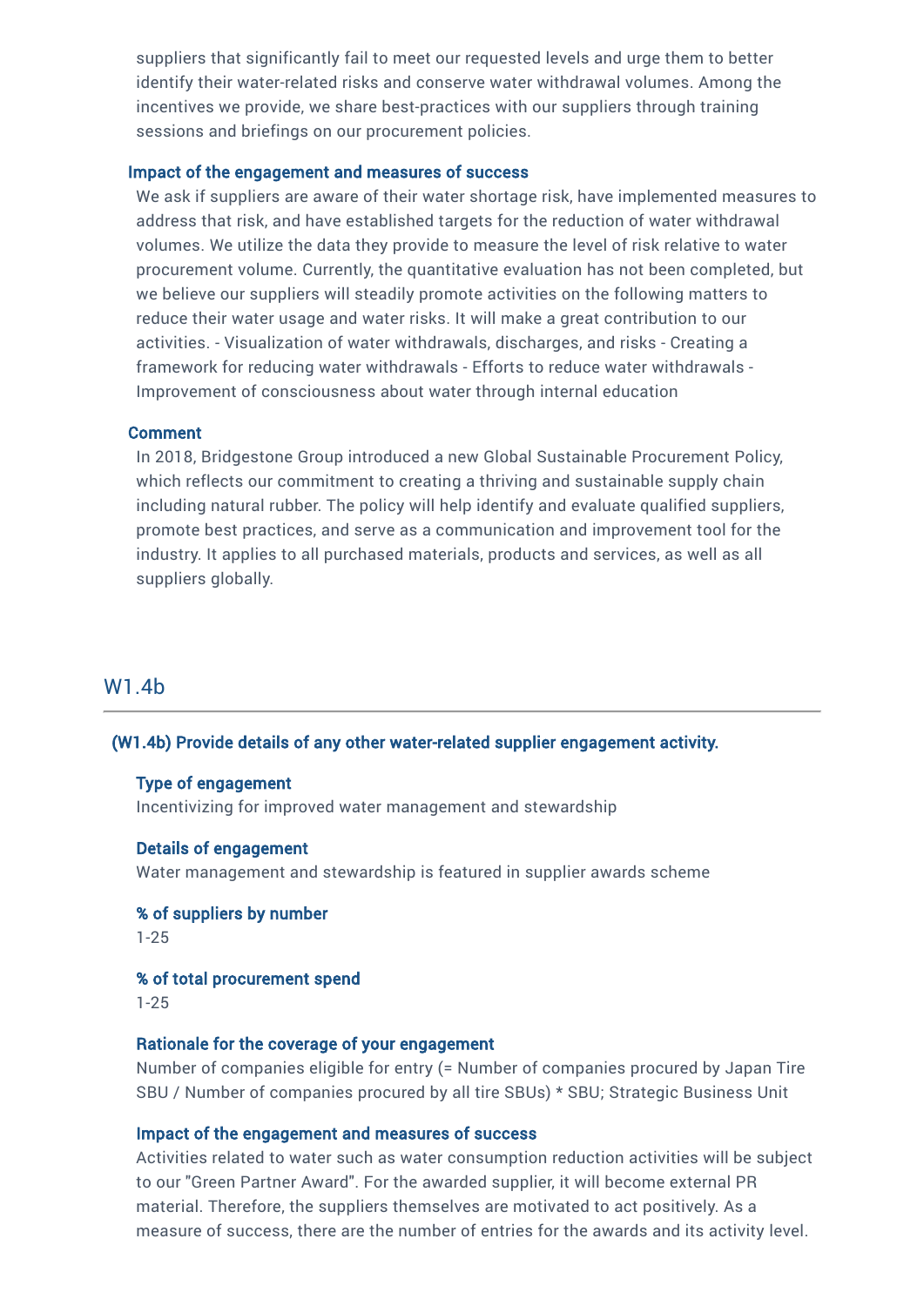suppliers that significantly fail to meet our requested levels and urge them to better identify their water-related risks and conserve water withdrawal volumes. Among the incentives we provide, we share best-practices with our suppliers through training sessions and briefings on our procurement policies.

**Impact of the engagement and measures of success**

We ask if suppliers are aware of their water shortage risk, have implemented measures to address that risk, and have established targets for the reduction of water withdrawal volumes. We utilize the data they provide to measure the level of risk relative to water procurement volume. Currently, the quantitative evaluation has not been completed, but we believe our suppliers will steadily promote activities on the following matters to reduce their water usage and water risks. It will make a great contribution to our activities. - Visualization of water withdrawals, discharges, and risks - Creating a framework for reducing water withdrawals - Efforts to reduce water withdrawals - Improvement of consciousness about water through internal education

**Comment**

In 2018, Bridgestone Group introduced a new Global Sustainable Procurement Policy, which reflects our commitment to creating a thriving and sustainable supply chain including natural rubber. The policy will help identify and evaluate qualified suppliers, promote best practices, and serve as a communication and improvement tool for the industry. It applies to all purchased materials, products and services, as well as all suppliers globally.

## W1.4b

**(W1.4b) Provide details of any other water-related supplier engagement activity.**

**Type of engagement**

Incentivizing for improved water management and stewardship

**Details of engagement**

Water management and stewardship is featured in supplier awards scheme

**% of suppliers by number**

1-25

**% of total procurement spend**

1-25

**Rationale for the coverage of your engagement**

Number of companies eligible for entry (= Number of companies procured by Japan Tire SBU / Number of companies procured by all tire SBUs) * SBU; Strategic Business Unit

**Impact of the engagement and measures of success**

Activities related to water such as water consumption reduction activities will be subject to our "Green Partner Award". For the awarded supplier, it will become external PR material. Therefore, the suppliers themselves are motivated to act positively. As a measure of success, there are the number of entries for the awards and its activity level.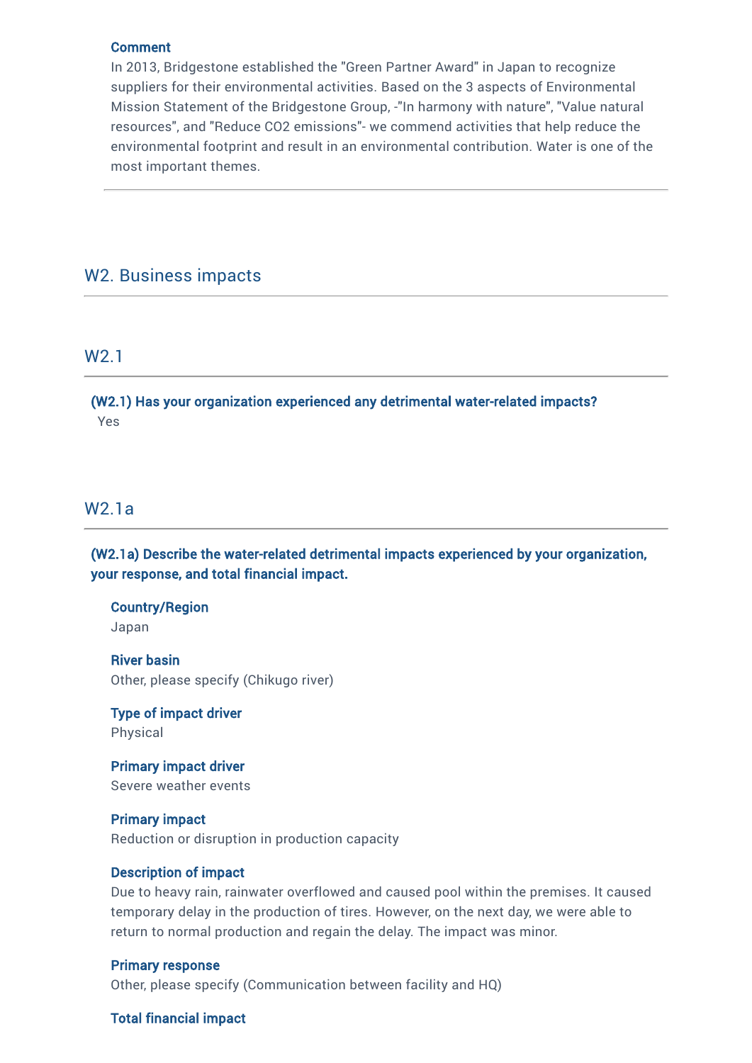**Comment**

In 2013, Bridgestone established the "Green Partner Award" in Japan to recognize suppliers for their environmental activities. Based on the 3 aspects of Environmental Mission Statement of the Bridgestone Group, -"In harmony with nature", "Value natural resources", and "Reduce CO2 emissions"- we commend activities that help reduce the environmental footprint and result in an environmental contribution. Water is one of the most important themes.

## W2. Business impacts

### W2.1

**(W2.1) Has your organization experienced any detrimental water-related impacts?**

Yes

### W2.1a

**(W2.1a) Describe the water-related detrimental impacts experienced by your organization, your response, and total financial impact.**

**Country/Region**

Japan

**River basin**

Other, please specify (Chikugo river)

**Type of impact driver**

Physical

**Primary impact driver**

Severe weather events

**Primary impact**

Reduction or disruption in production capacity

**Description of impact**

Due to heavy rain, rainwater overflowed and caused pool within the premises. It caused temporary delay in the production of tires. However, on the next day, we were able to return to normal production and regain the delay. The impact was minor.

**Primary response**

Other, please specify (Communication between facility and HQ)

**Total financial impact**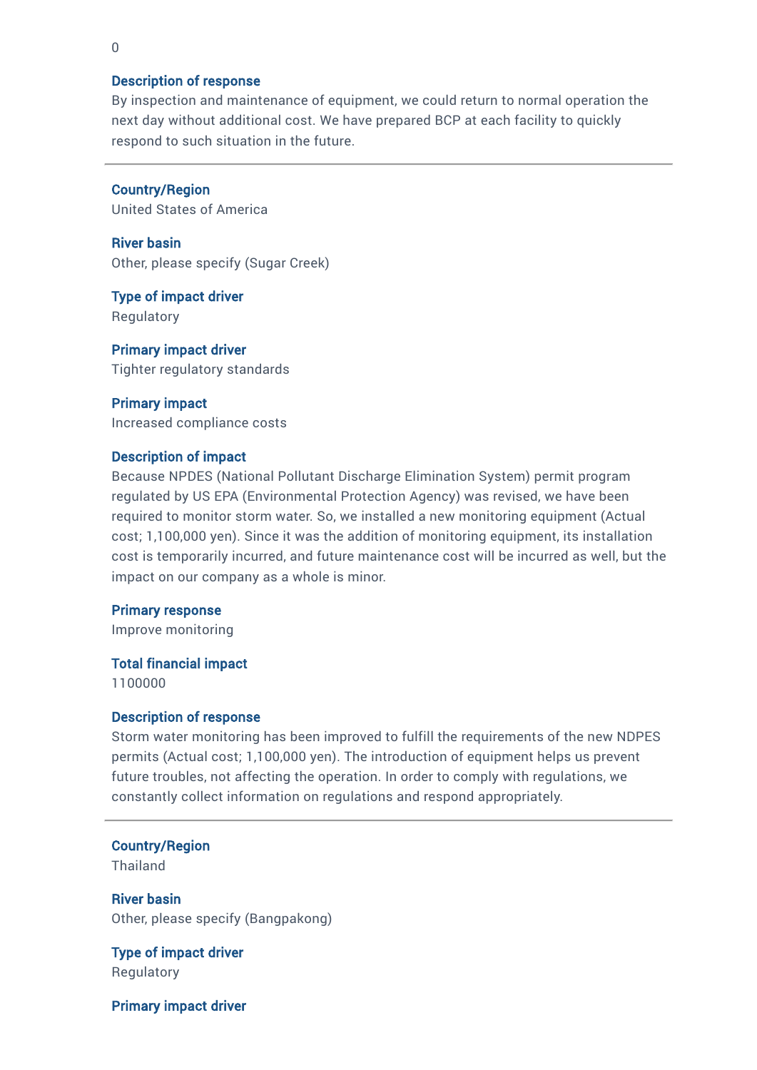0

**Description of response**

By inspection and maintenance of equipment, we could return to normal operation the next day without additional cost. We have prepared BCP at each facility to quickly respond to such situation in the future.

---

**Country/Region**

United States of America

**River basin**

Other, please specify (Sugar Creek)

**Type of impact driver**

Regulatory

**Primary impact driver**

Tighter regulatory standards

**Primary impact**

Increased compliance costs

**Description of impact**

Because NPDES (National Pollutant Discharge Elimination System) permit program regulated by US EPA (Environmental Protection Agency) was revised, we have been required to monitor storm water. So, we installed a new monitoring equipment (Actual cost; 1,100,000 yen). Since it was the addition of monitoring equipment, its installation cost is temporarily incurred, and future maintenance cost will be incurred as well, but the impact on our company as a whole is minor.

**Primary response**

Improve monitoring

**Total financial impact**

1100000

**Description of response**

Storm water monitoring has been improved to fulfill the requirements of the new NDPES permits (Actual cost; 1,100,000 yen). The introduction of equipment helps us prevent future troubles, not affecting the operation. In order to comply with regulations, we constantly collect information on regulations and respond appropriately.

---

**Country/Region**

Thailand

**River basin**

Other, please specify (Bangpakong)

**Type of impact driver**

Regulatory

**Primary impact driver**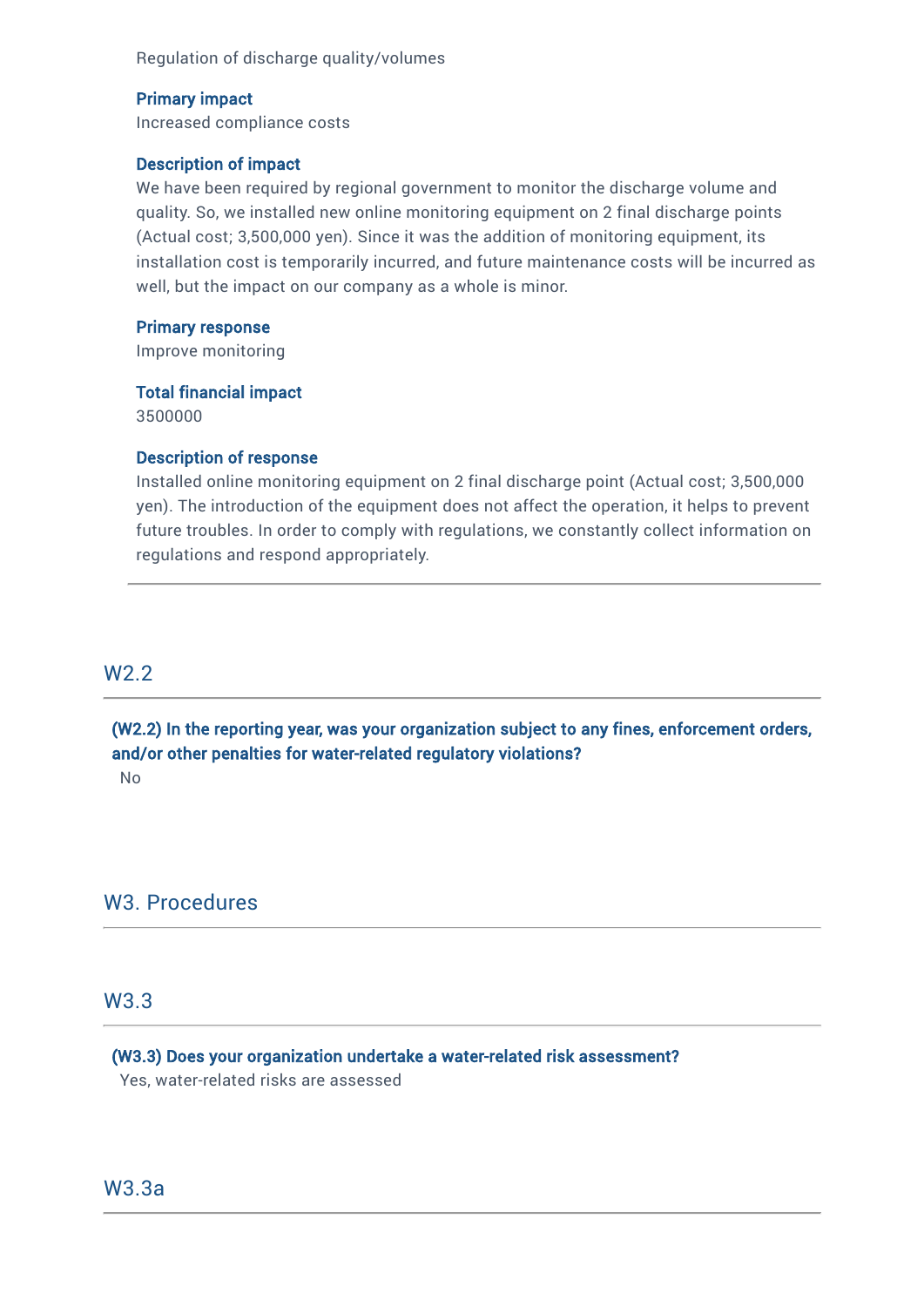Regulation of discharge quality/volumes

**Primary impact**

Increased compliance costs

**Description of impact**

We have been required by regional government to monitor the discharge volume and quality. So, we installed new online monitoring equipment on 2 final discharge points (Actual cost; 3,500,000 yen). Since it was the addition of monitoring equipment, its installation cost is temporarily incurred, and future maintenance costs will be incurred as well, but the impact on our company as a whole is minor.

**Primary response**

Improve monitoring

**Total financial impact**

3500000

**Description of response**

Installed online monitoring equipment on 2 final discharge point (Actual cost; 3,500,000 yen). The introduction of the equipment does not affect the operation, it helps to prevent future troubles. In order to comply with regulations, we constantly collect information on regulations and respond appropriately.

## W2.2

**(W2.2) In the reporting year, was your organization subject to any fines, enforcement orders, and/or other penalties for water-related regulatory violations?**

No

## W3. Procedures

## W3.3

**(W3.3) Does your organization undertake a water-related risk assessment?**

Yes, water-related risks are assessed

## W3.3a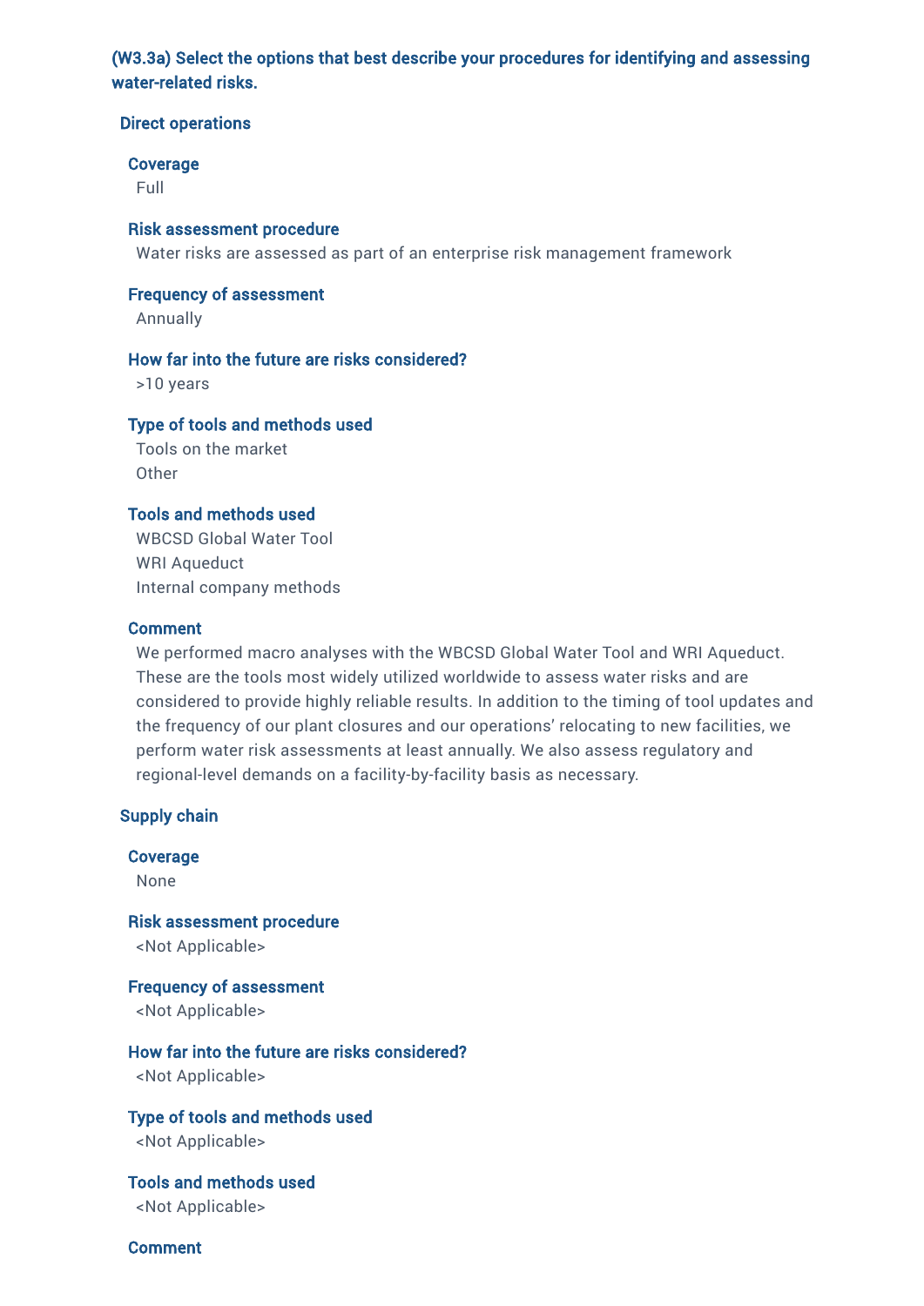### (W3.3a) Select the options that best describe your procedures for identifying and assessing water-related risks.

#### Direct operations

**Coverage**
Full

**Risk assessment procedure**
Water risks are assessed as part of an enterprise risk management framework

**Frequency of assessment**
Annually

**How far into the future are risks considered?**
>10 years

**Type of tools and methods used**
Tools on the market
Other

**Tools and methods used**
WBCSD Global Water Tool
WRI Aqueduct
Internal company methods

**Comment**
We performed macro analyses with the WBCSD Global Water Tool and WRI Aqueduct. These are the tools most widely utilized worldwide to assess water risks and are considered to provide highly reliable results. In addition to the timing of tool updates and the frequency of our plant closures and our operations' relocating to new facilities, we perform water risk assessments at least annually. We also assess regulatory and regional-level demands on a facility-by-facility basis as necessary.

#### Supply chain

**Coverage**
None

**Risk assessment procedure**
<Not Applicable>

**Frequency of assessment**
<Not Applicable>

**How far into the future are risks considered?**
<Not Applicable>

**Type of tools and methods used**
<Not Applicable>

**Tools and methods used**
<Not Applicable>

**Comment**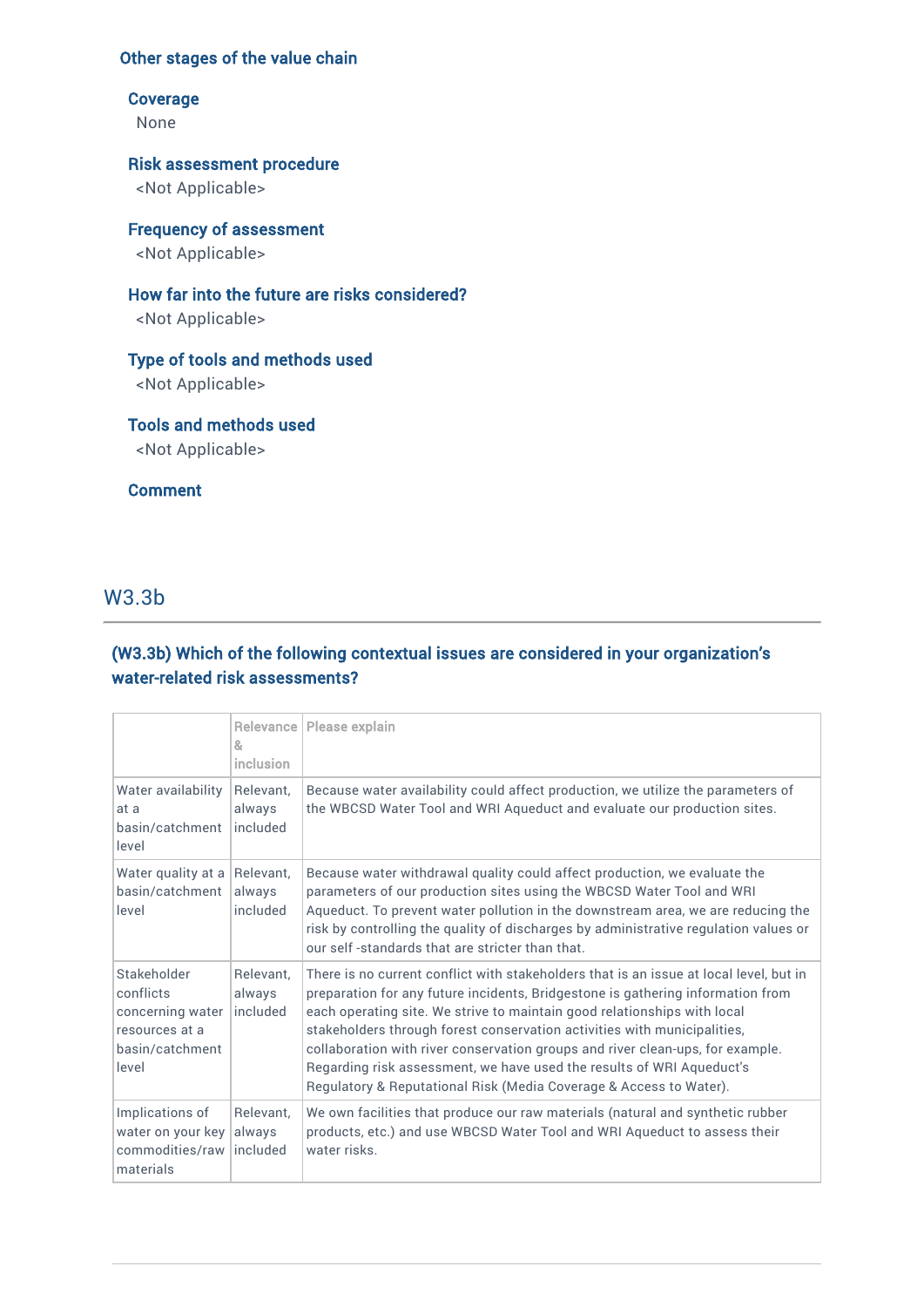### Other stages of the value chain

**Coverage**

None

**Risk assessment procedure**

<Not Applicable>

**Frequency of assessment**

<Not Applicable>

**How far into the future are risks considered?**

<Not Applicable>

**Type of tools and methods used**

<Not Applicable>

**Tools and methods used**

<Not Applicable>

**Comment**

## W3.3b

### (W3.3b) Which of the following contextual issues are considered in your organization's water-related risk assessments?

| | Relevance & inclusion | Please explain |
|---|---|---|
| Water availability at a basin/catchment level | Relevant, always included | Because water availability could affect production, we utilize the parameters of the WBCSD Water Tool and WRI Aqueduct and evaluate our production sites. |
| Water quality at a basin/catchment level | Relevant, always included | Because water withdrawal quality could affect production, we evaluate the parameters of our production sites using the WBCSD Water Tool and WRI Aqueduct. To prevent water pollution in the downstream area, we are reducing the risk by controlling the quality of discharges by administrative regulation values or our self -standards that are stricter than that. |
| Stakeholder conflicts concerning water resources at a basin/catchment level | Relevant, always included | There is no current conflict with stakeholders that is an issue at local level, but in preparation for any future incidents, Bridgestone is gathering information from each operating site. We strive to maintain good relationships with local stakeholders through forest conservation activities with municipalities, collaboration with river conservation groups and river clean-ups, for example. Regarding risk assessment, we have used the results of WRI Aqueduct's Regulatory & Reputational Risk (Media Coverage & Access to Water). |
| Implications of water on your key commodities/raw materials | Relevant, always included | We own facilities that produce our raw materials (natural and synthetic rubber products, etc.) and use WBCSD Water Tool and WRI Aqueduct to assess their water risks. |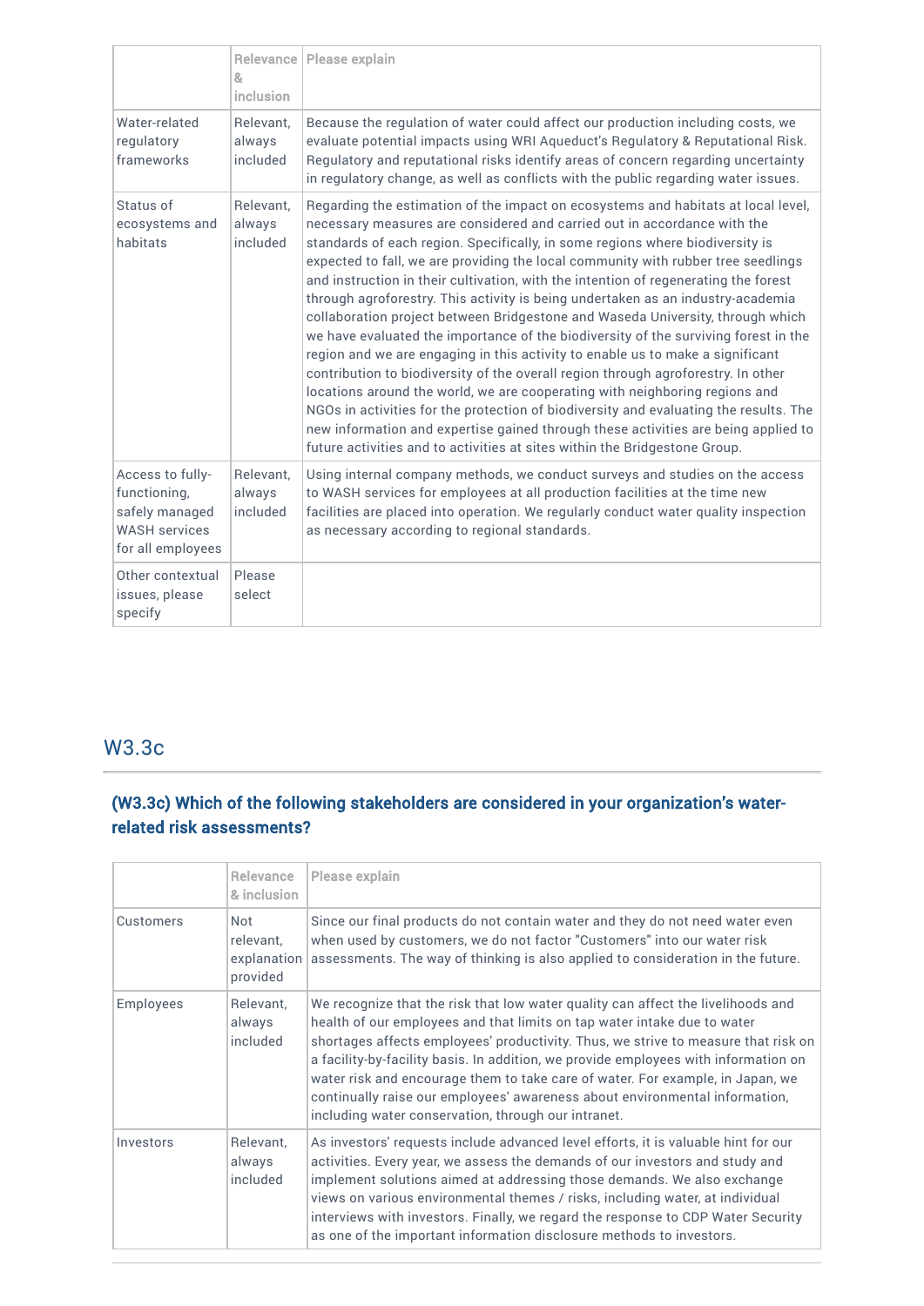| | Relevance & inclusion | Please explain |
|---|---|---|
| Water-related regulatory frameworks | Relevant, always included | Because the regulation of water could affect our production including costs, we evaluate potential impacts using WRI Aqueduct's Regulatory & Reputational Risk. Regulatory and reputational risks identify areas of concern regarding uncertainty in regulatory change, as well as conflicts with the public regarding water issues. |
| Status of ecosystems and habitats | Relevant, always included | Regarding the estimation of the impact on ecosystems and habitats at local level, necessary measures are considered and carried out in accordance with the standards of each region. Specifically, in some regions where biodiversity is expected to fall, we are providing the local community with rubber tree seedlings and instruction in their cultivation, with the intention of regenerating the forest through agroforestry. This activity is being undertaken as an industry-academia collaboration project between Bridgestone and Waseda University, through which we have evaluated the importance of the biodiversity of the surviving forest in the region and we are engaging in this activity to enable us to make a significant contribution to biodiversity of the overall region through agroforestry. In other locations around the world, we are cooperating with neighboring regions and NGOs in activities for the protection of biodiversity and evaluating the results. The new information and expertise gained through these activities are being applied to future activities and to activities at sites within the Bridgestone Group. |
| Access to fully-functioning, safely managed WASH services for all employees | Relevant, always included | Using internal company methods, we conduct surveys and studies on the access to WASH services for employees at all production facilities at the time new facilities are placed into operation. We regularly conduct water quality inspection as necessary according to regional standards. |
| Other contextual issues, please specify | Please select | |

## W3.3c

### (W3.3c) Which of the following stakeholders are considered in your organization's water-related risk assessments?

| | Relevance & inclusion | Please explain |
|---|---|---|
| Customers | Not relevant, explanation provided | Since our final products do not contain water and they do not need water even when used by customers, we do not factor "Customers" into our water risk assessments. The way of thinking is also applied to consideration in the future. |
| Employees | Relevant, always included | We recognize that the risk that low water quality can affect the livelihoods and health of our employees and that limits on tap water intake due to water shortages affects employees' productivity. Thus, we strive to measure that risk on a facility-by-facility basis. In addition, we provide employees with information on water risk and encourage them to take care of water. For example, in Japan, we continually raise our employees' awareness about environmental information, including water conservation, through our intranet. |
| Investors | Relevant, always included | As investors' requests include advanced level efforts, it is valuable hint for our activities. Every year, we assess the demands of our investors and study and implement solutions aimed at addressing those demands. We also exchange views on various environmental themes / risks, including water, at individual interviews with investors. Finally, we regard the response to CDP Water Security as one of the important information disclosure methods to investors. |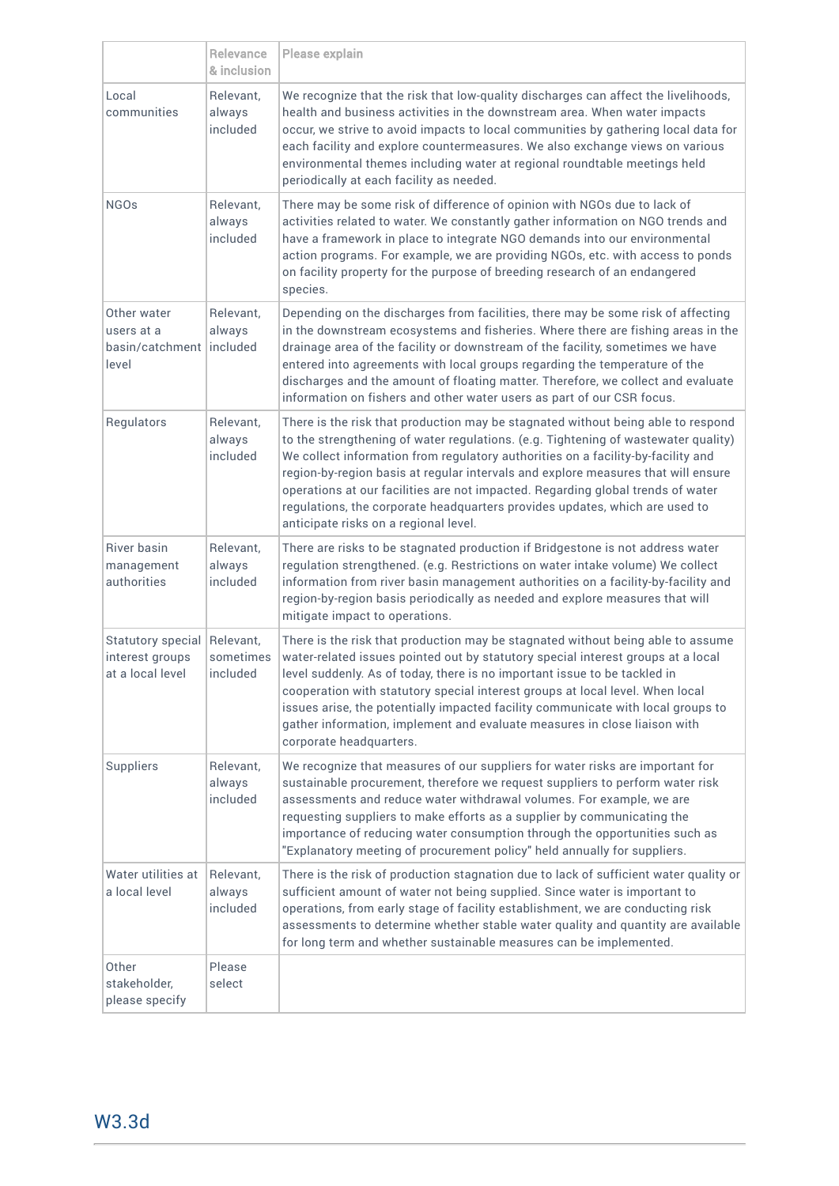| | Relevance & inclusion | Please explain |
|---|---|---|
| Local communities | Relevant, always included | We recognize that the risk that low-quality discharges can affect the livelihoods, health and business activities in the downstream area. When water impacts occur, we strive to avoid impacts to local communities by gathering local data for each facility and explore countermeasures. We also exchange views on various environmental themes including water at regional roundtable meetings held periodically at each facility as needed. |
| NGOs | Relevant, always included | There may be some risk of difference of opinion with NGOs due to lack of activities related to water. We constantly gather information on NGO trends and have a framework in place to integrate NGO demands into our environmental action programs. For example, we are providing NGOs, etc. with access to ponds on facility property for the purpose of breeding research of an endangered species. |
| Other water users at a basin/catchment level | Relevant, always included | Depending on the discharges from facilities, there may be some risk of affecting in the downstream ecosystems and fisheries. Where there are fishing areas in the drainage area of the facility or downstream of the facility, sometimes we have entered into agreements with local groups regarding the temperature of the discharges and the amount of floating matter. Therefore, we collect and evaluate information on fishers and other water users as part of our CSR focus. |
| Regulators | Relevant, always included | There is the risk that production may be stagnated without being able to respond to the strengthening of water regulations. (e.g. Tightening of wastewater quality) We collect information from regulatory authorities on a facility-by-facility and region-by-region basis at regular intervals and explore measures that will ensure operations at our facilities are not impacted. Regarding global trends of water regulations, the corporate headquarters provides updates, which are used to anticipate risks on a regional level. |
| River basin management authorities | Relevant, always included | There are risks to be stagnated production if Bridgestone is not address water regulation strengthened. (e.g. Restrictions on water intake volume) We collect information from river basin management authorities on a facility-by-facility and region-by-region basis periodically as needed and explore measures that will mitigate impact to operations. |
| Statutory special interest groups at a local level | Relevant, sometimes included | There is the risk that production may be stagnated without being able to assume water-related issues pointed out by statutory special interest groups at a local level suddenly. As of today, there is no important issue to be tackled in cooperation with statutory special interest groups at local level. When local issues arise, the potentially impacted facility communicate with local groups to gather information, implement and evaluate measures in close liaison with corporate headquarters. |
| Suppliers | Relevant, always included | We recognize that measures of our suppliers for water risks are important for sustainable procurement, therefore we request suppliers to perform water risk assessments and reduce water withdrawal volumes. For example, we are requesting suppliers to make efforts as a supplier by communicating the importance of reducing water consumption through the opportunities such as "Explanatory meeting of procurement policy" held annually for suppliers. |
| Water utilities at a local level | Relevant, always included | There is the risk of production stagnation due to lack of sufficient water quality or sufficient amount of water not being supplied. Since water is important to operations, from early stage of facility establishment, we are conducting risk assessments to determine whether stable water quality and quantity are available for long term and whether sustainable measures can be implemented. |
| Other stakeholder, please specify | Please select | |

## W3.3d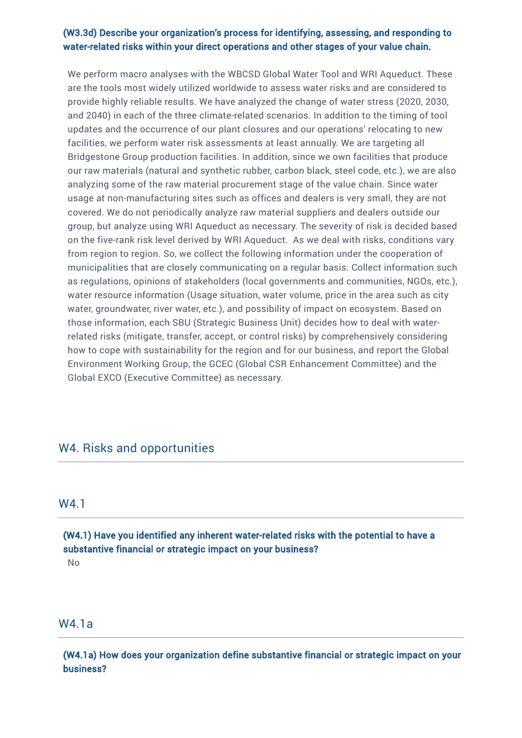**(W3.3d) Describe your organization's process for identifying, assessing, and responding to water-related risks within your direct operations and other stages of your value chain.**

We perform macro analyses with the WBCSD Global Water Tool and WRI Aqueduct. These are the tools most widely utilized worldwide to assess water risks and are considered to provide highly reliable results. We have analyzed the change of water stress (2020, 2030, and 2040) in each of the three climate-related scenarios. In addition to the timing of tool updates and the occurrence of our plant closures and our operations' relocating to new facilities, we perform water risk assessments at least annually. We are targeting all Bridgestone Group production facilities. In addition, since we own facilities that produce our raw materials (natural and synthetic rubber, carbon black, steel code, etc.), we are also analyzing some of the raw material procurement stage of the value chain. Since water usage at non-manufacturing sites such as offices and dealers is very small, they are not covered. We do not periodically analyze raw material suppliers and dealers outside our group, but analyze using WRI Aqueduct as necessary. The severity of risk is decided based on the five-rank risk level derived by WRI Aqueduct. As we deal with risks, conditions vary from region to region. So, we collect the following information under the cooperation of municipalities that are closely communicating on a regular basis. Collect information such as regulations, opinions of stakeholders (local governments and communities, NGOs, etc.), water resource information (Usage situation, water volume, price in the area such as city water, groundwater, river water, etc.), and possibility of impact on ecosystem. Based on those information, each SBU (Strategic Business Unit) decides how to deal with water-related risks (mitigate, transfer, accept, or control risks) by comprehensively considering how to cope with sustainability for the region and for our business, and report the Global Environment Working Group, the GCEC (Global CSR Enhancement Committee) and the Global EXCO (Executive Committee) as necessary.

## W4. Risks and opportunities

### W4.1

**(W4.1) Have you identified any inherent water-related risks with the potential to have a substantive financial or strategic impact on your business?**

No

### W4.1a

**(W4.1a) How does your organization define substantive financial or strategic impact on your business?**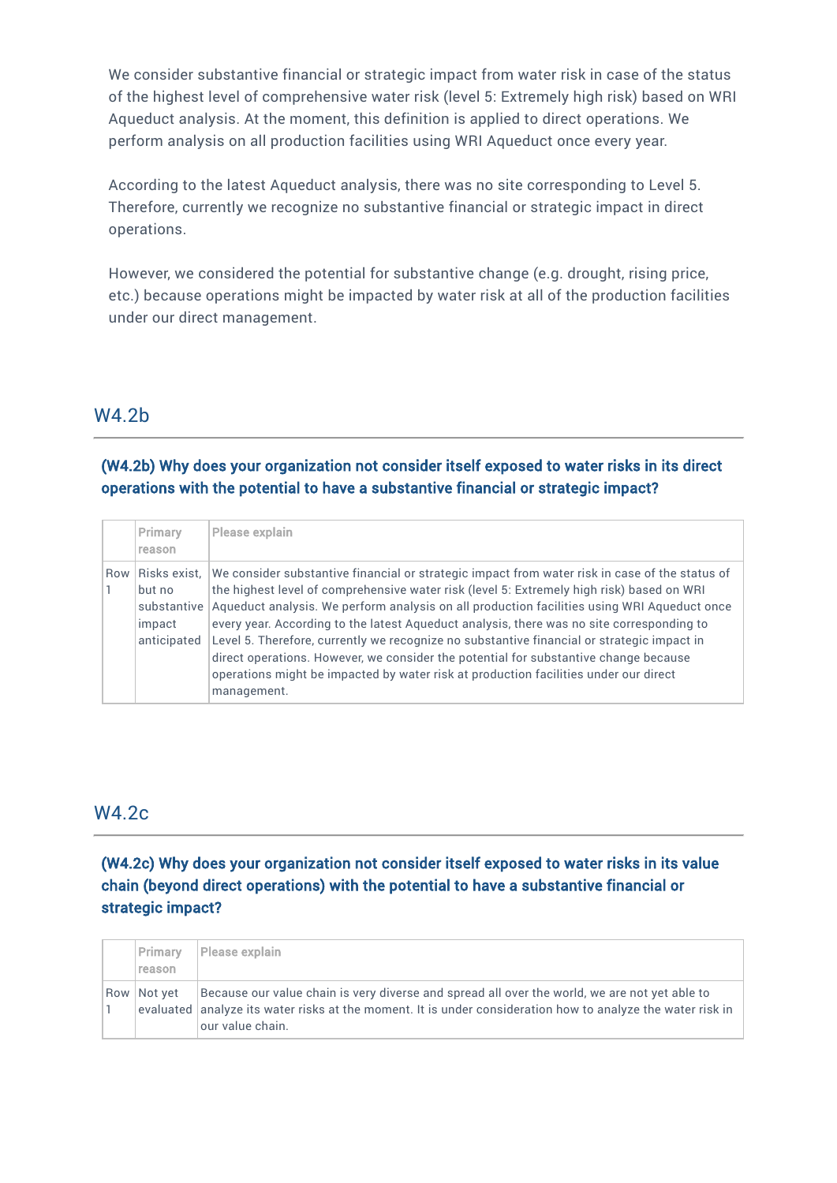We consider substantive financial or strategic impact from water risk in case of the status of the highest level of comprehensive water risk (level 5: Extremely high risk) based on WRI Aqueduct analysis. At the moment, this definition is applied to direct operations. We perform analysis on all production facilities using WRI Aqueduct once every year.

According to the latest Aqueduct analysis, there was no site corresponding to Level 5. Therefore, currently we recognize no substantive financial or strategic impact in direct operations.

However, we considered the potential for substantive change (e.g. drought, rising price, etc.) because operations might be impacted by water risk at all of the production facilities under our direct management.

## W4.2b

### (W4.2b) Why does your organization not consider itself exposed to water risks in its direct operations with the potential to have a substantive financial or strategic impact?

| | Primary reason | Please explain |
|---|---|---|
| Row 1 | Risks exist, but no substantive impact anticipated | We consider substantive financial or strategic impact from water risk in case of the status of the highest level of comprehensive water risk (level 5: Extremely high risk) based on WRI Aqueduct analysis. We perform analysis on all production facilities using WRI Aqueduct once every year. According to the latest Aqueduct analysis, there was no site corresponding to Level 5. Therefore, currently we recognize no substantive financial or strategic impact in direct operations. However, we consider the potential for substantive change because operations might be impacted by water risk at production facilities under our direct management. |

## W4.2c

### (W4.2c) Why does your organization not consider itself exposed to water risks in its value chain (beyond direct operations) with the potential to have a substantive financial or strategic impact?

| | Primary reason | Please explain |
|---|---|---|
| Row 1 | Not yet evaluated | Because our value chain is very diverse and spread all over the world, we are not yet able to analyze its water risks at the moment. It is under consideration how to analyze the water risk in our value chain. |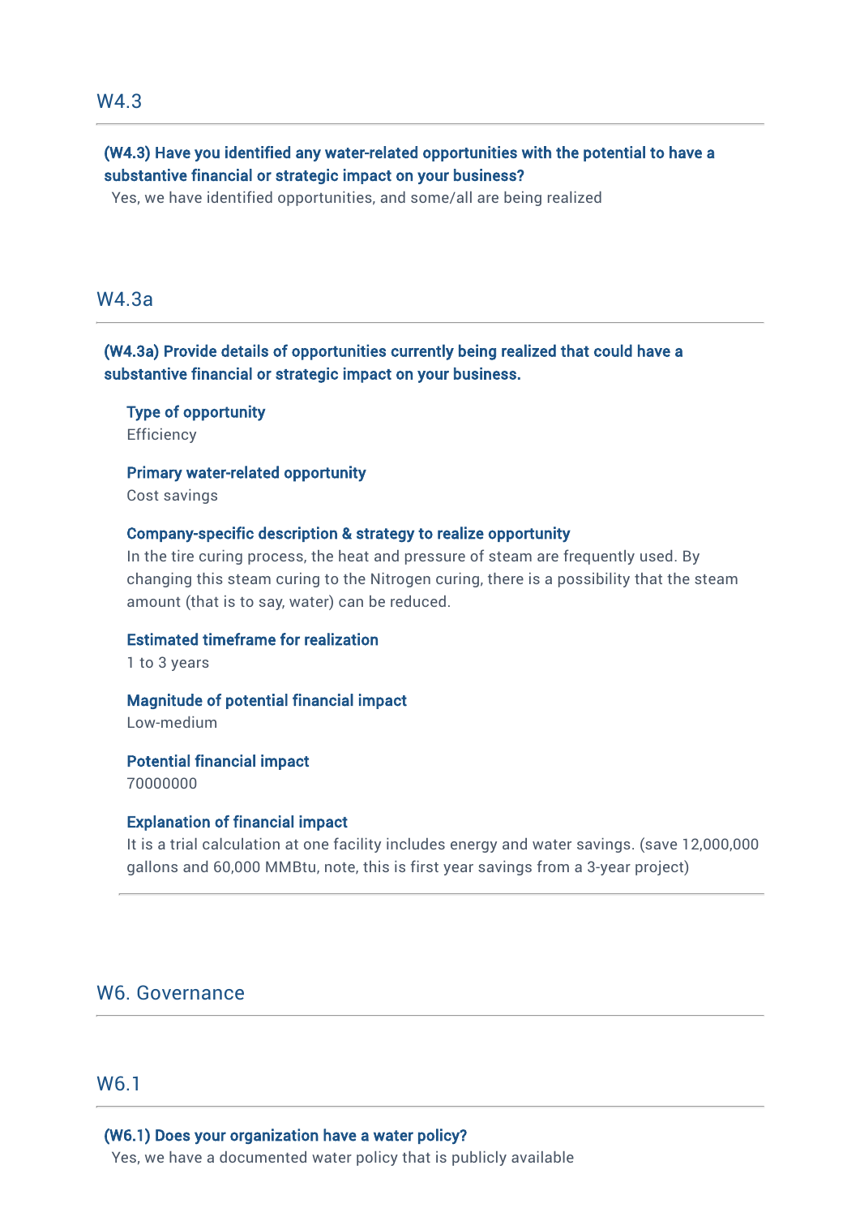## W4.3

**(W4.3) Have you identified any water-related opportunities with the potential to have a substantive financial or strategic impact on your business?**

Yes, we have identified opportunities, and some/all are being realized

## W4.3a

**(W4.3a) Provide details of opportunities currently being realized that could have a substantive financial or strategic impact on your business.**

**Type of opportunity**
Efficiency

**Primary water-related opportunity**
Cost savings

**Company-specific description & strategy to realize opportunity**
In the tire curing process, the heat and pressure of steam are frequently used. By changing this steam curing to the Nitrogen curing, there is a possibility that the steam amount (that is to say, water) can be reduced.

**Estimated timeframe for realization**
1 to 3 years

**Magnitude of potential financial impact**
Low-medium

**Potential financial impact**
70000000

**Explanation of financial impact**
It is a trial calculation at one facility includes energy and water savings. (save 12,000,000 gallons and 60,000 MMBtu, note, this is first year savings from a 3-year project)

# W6. Governance

## W6.1

**(W6.1) Does your organization have a water policy?**

Yes, we have a documented water policy that is publicly available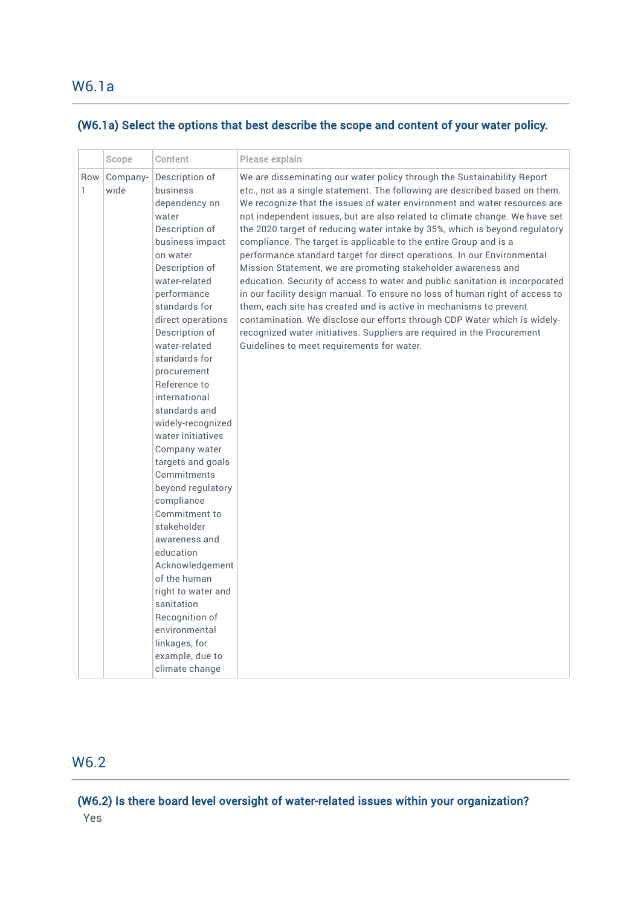## W6.1a

### (W6.1a) Select the options that best describe the scope and content of your water policy.

| | Scope | Content | Please explain |
|---|---|---|---|
| Row 1 | Company-wide | Description of business dependency on water<br>Description of business impact on water<br>Description of water-related performance standards for direct operations<br>Description of water-related standards for procurement<br>Reference to international standards and widely-recognized water initiatives<br>Company water targets and goals<br>Commitments beyond regulatory compliance<br>Commitment to stakeholder awareness and education<br>Acknowledgement of the human right to water and sanitation<br>Recognition of environmental linkages, for example, due to climate change | We are disseminating our water policy through the Sustainability Report etc., not as a single statement. The following are described based on them. We recognize that the issues of water environment and water resources are not independent issues, but are also related to climate change. We have set the 2020 target of reducing water intake by 35%, which is beyond regulatory compliance. The target is applicable to the entire Group and is a performance standard target for direct operations. In our Environmental Mission Statement, we are promoting stakeholder awareness and education. Security of access to water and public sanitation is incorporated in our facility design manual. To ensure no loss of human right of access to them, each site has created and is active in mechanisms to prevent contamination. We disclose our efforts through CDP Water which is widely-recognized water initiatives. Suppliers are required in the Procurement Guidelines to meet requirements for water. |

## W6.2

### (W6.2) Is there board level oversight of water-related issues within your organization?

Yes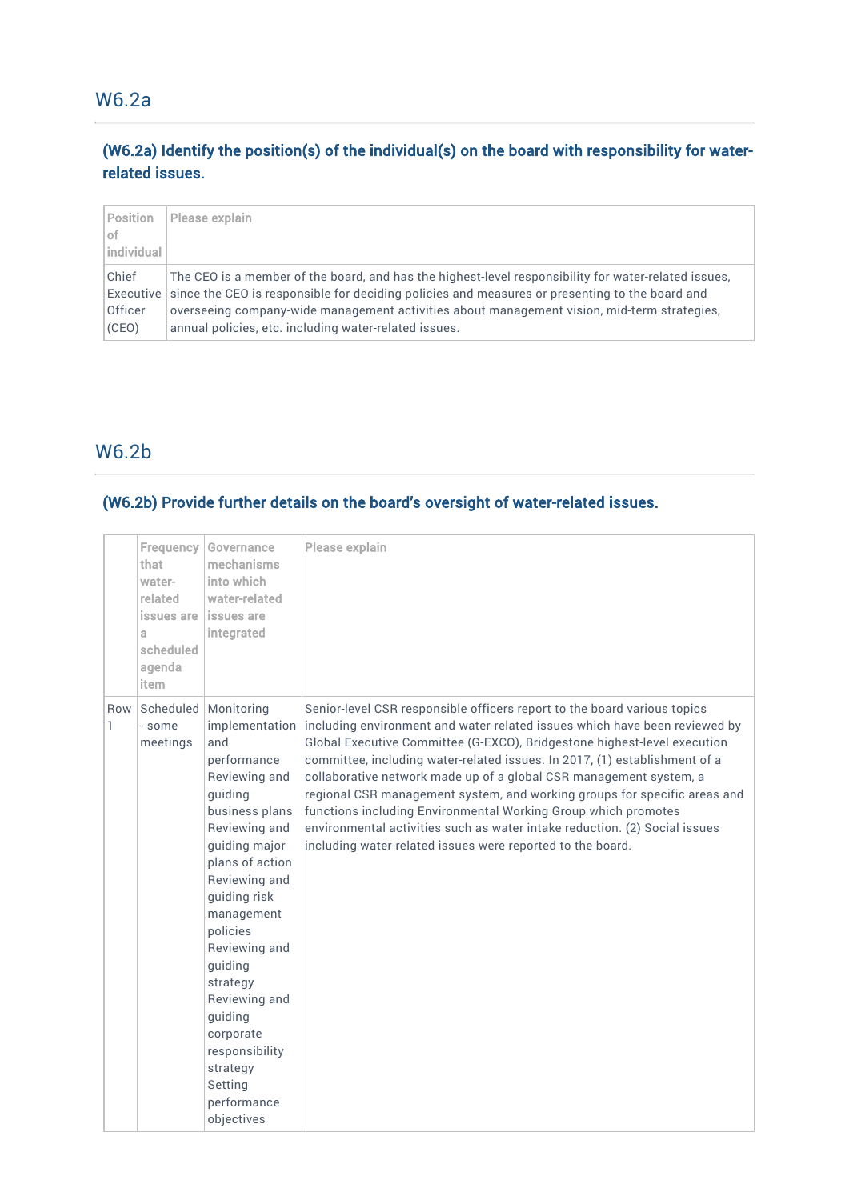## W6.2a

### (W6.2a) Identify the position(s) of the individual(s) on the board with responsibility for water-related issues.

| Position of individual | Please explain |
|---|---|
| Chief Executive Officer (CEO) | The CEO is a member of the board, and has the highest-level responsibility for water-related issues, since the CEO is responsible for deciding policies and measures or presenting to the board and overseeing company-wide management activities about management vision, mid-term strategies, annual policies, etc. including water-related issues. |

## W6.2b

### (W6.2b) Provide further details on the board's oversight of water-related issues.

| | Frequency that water-related issues are a scheduled agenda item | Governance mechanisms into which water-related issues are integrated | Please explain |
|---|---|---|---|
| Row 1 | Scheduled - some meetings | Monitoring implementation and performance Reviewing and guiding business plans Reviewing and guiding major plans of action Reviewing and guiding risk management policies Reviewing and guiding strategy Reviewing and guiding corporate responsibility strategy Setting performance objectives | Senior-level CSR responsible officers report to the board various topics including environment and water-related issues which have been reviewed by Global Executive Committee (G-EXCO), Bridgestone highest-level execution committee, including water-related issues. In 2017, (1) establishment of a collaborative network made up of a global CSR management system, a regional CSR management system, and working groups for specific areas and functions including Environmental Working Group which promotes environmental activities such as water intake reduction. (2) Social issues including water-related issues were reported to the board. |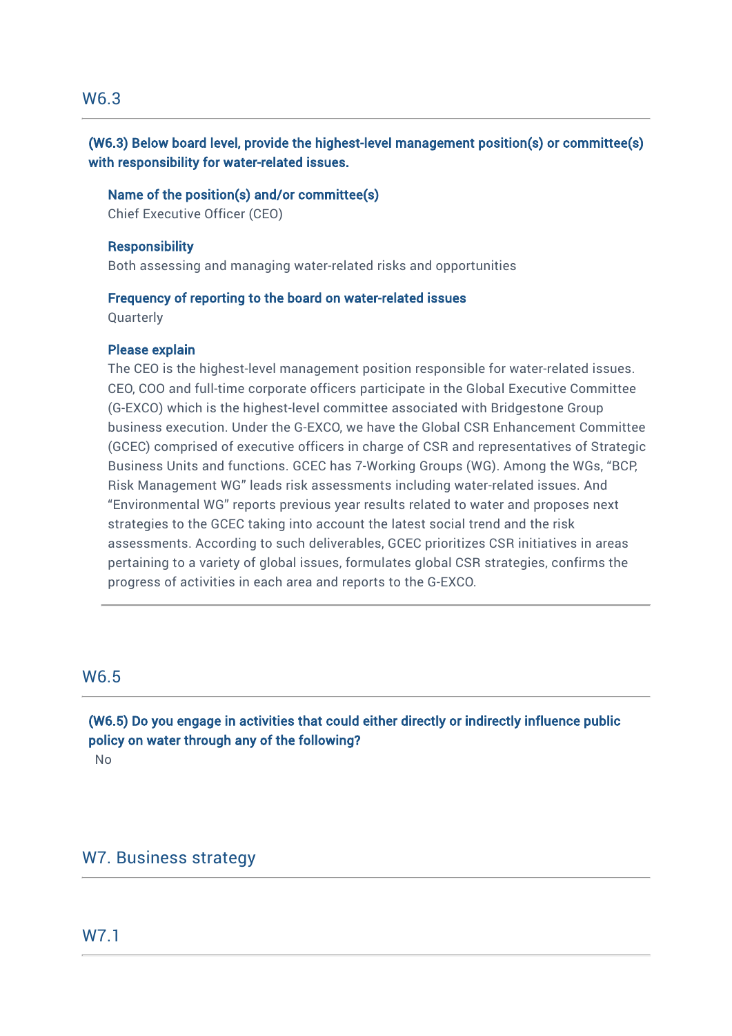## W6.3

**(W6.3) Below board level, provide the highest-level management position(s) or committee(s) with responsibility for water-related issues.**

**Name of the position(s) and/or committee(s)**
Chief Executive Officer (CEO)

**Responsibility**
Both assessing and managing water-related risks and opportunities

**Frequency of reporting to the board on water-related issues**
Quarterly

**Please explain**
The CEO is the highest-level management position responsible for water-related issues. CEO, COO and full-time corporate officers participate in the Global Executive Committee (G-EXCO) which is the highest-level committee associated with Bridgestone Group business execution. Under the G-EXCO, we have the Global CSR Enhancement Committee (GCEC) comprised of executive officers in charge of CSR and representatives of Strategic Business Units and functions. GCEC has 7-Working Groups (WG). Among the WGs, "BCP, Risk Management WG" leads risk assessments including water-related issues. And "Environmental WG" reports previous year results related to water and proposes next strategies to the GCEC taking into account the latest social trend and the risk assessments. According to such deliverables, GCEC prioritizes CSR initiatives in areas pertaining to a variety of global issues, formulates global CSR strategies, confirms the progress of activities in each area and reports to the G-EXCO.

## W6.5

**(W6.5) Do you engage in activities that could either directly or indirectly influence public policy on water through any of the following?**
No

# W7. Business strategy

## W7.1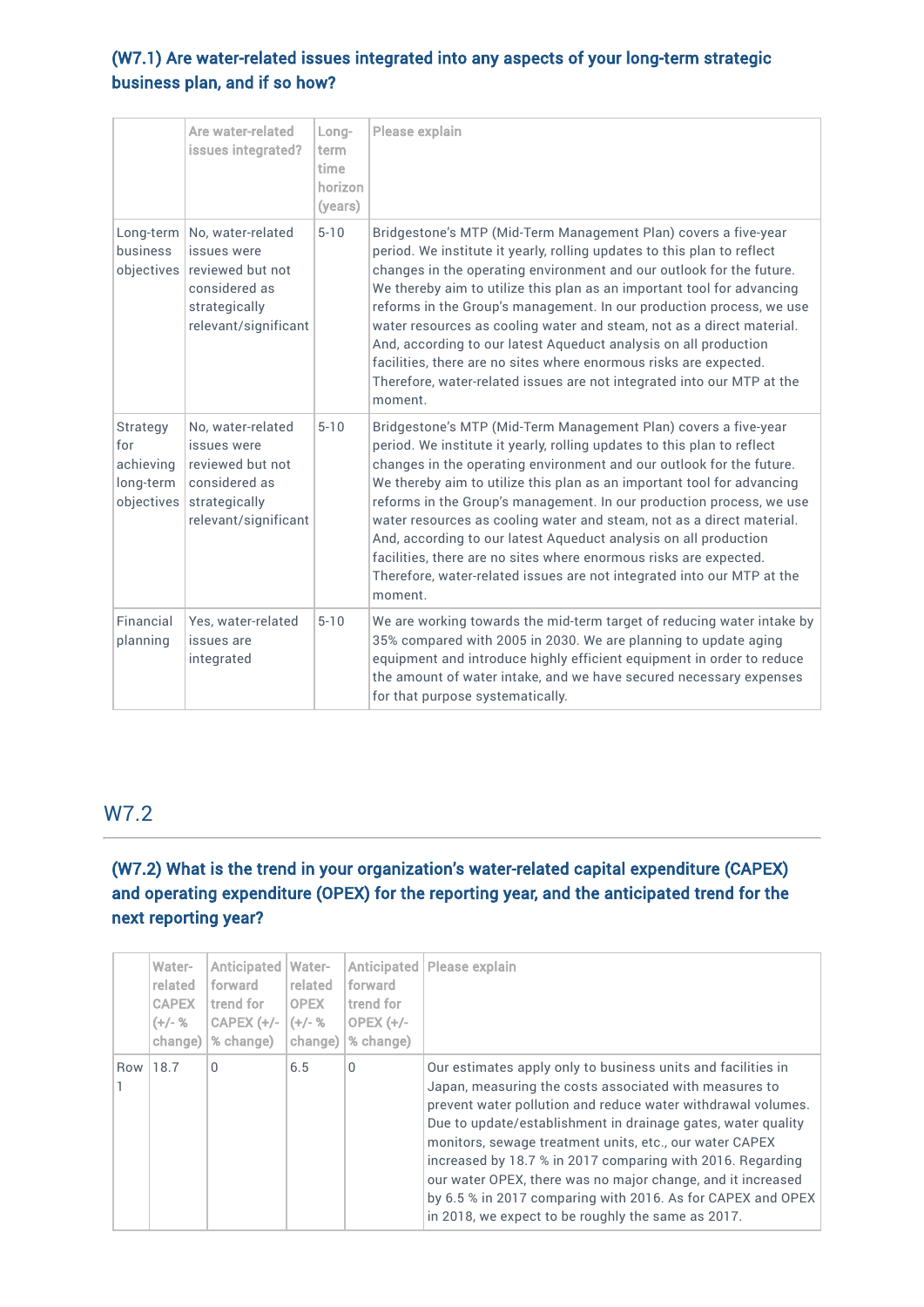### (W7.1) Are water-related issues integrated into any aspects of your long-term strategic business plan, and if so how?

| | Are water-related issues integrated? | Long-term time horizon (years) | Please explain |
|---|---|---|---|
| Long-term business objectives | No, water-related issues were reviewed but not considered as strategically relevant/significant | 5-10 | Bridgestone's MTP (Mid-Term Management Plan) covers a five-year period. We institute it yearly, rolling updates to this plan to reflect changes in the operating environment and our outlook for the future. We thereby aim to utilize this plan as an important tool for advancing reforms in the Group's management. In our production process, we use water resources as cooling water and steam, not as a direct material. And, according to our latest Aqueduct analysis on all production facilities, there are no sites where enormous risks are expected. Therefore, water-related issues are not integrated into our MTP at the moment. |
| Strategy for achieving long-term objectives | No, water-related issues were reviewed but not considered as strategically relevant/significant | 5-10 | Bridgestone's MTP (Mid-Term Management Plan) covers a five-year period. We institute it yearly, rolling updates to this plan to reflect changes in the operating environment and our outlook for the future. We thereby aim to utilize this plan as an important tool for advancing reforms in the Group's management. In our production process, we use water resources as cooling water and steam, not as a direct material. And, according to our latest Aqueduct analysis on all production facilities, there are no sites where enormous risks are expected. Therefore, water-related issues are not integrated into our MTP at the moment. |
| Financial planning | Yes, water-related issues are integrated | 5-10 | We are working towards the mid-term target of reducing water intake by 35% compared with 2005 in 2030. We are planning to update aging equipment and introduce highly efficient equipment in order to reduce the amount of water intake, and we have secured necessary expenses for that purpose systematically. |

## W7.2

### (W7.2) What is the trend in your organization's water-related capital expenditure (CAPEX) and operating expenditure (OPEX) for the reporting year, and the anticipated trend for the next reporting year?

| | Water-related CAPEX (+/- % change) | Anticipated forward trend for CAPEX (+/- % change) | Water-related OPEX (+/- % change) | Anticipated forward trend for OPEX (+/- % change) | Please explain |
|---|---|---|---|---|---|
| Row 1 | 18.7 | 0 | 6.5 | 0 | Our estimates apply only to business units and facilities in Japan, measuring the costs associated with measures to prevent water pollution and reduce water withdrawal volumes. Due to update/establishment in drainage gates, water quality monitors, sewage treatment units, etc., our water CAPEX increased by 18.7 % in 2017 comparing with 2016. Regarding our water OPEX, there was no major change, and it increased by 6.5 % in 2017 comparing with 2016. As for CAPEX and OPEX in 2018, we expect to be roughly the same as 2017. |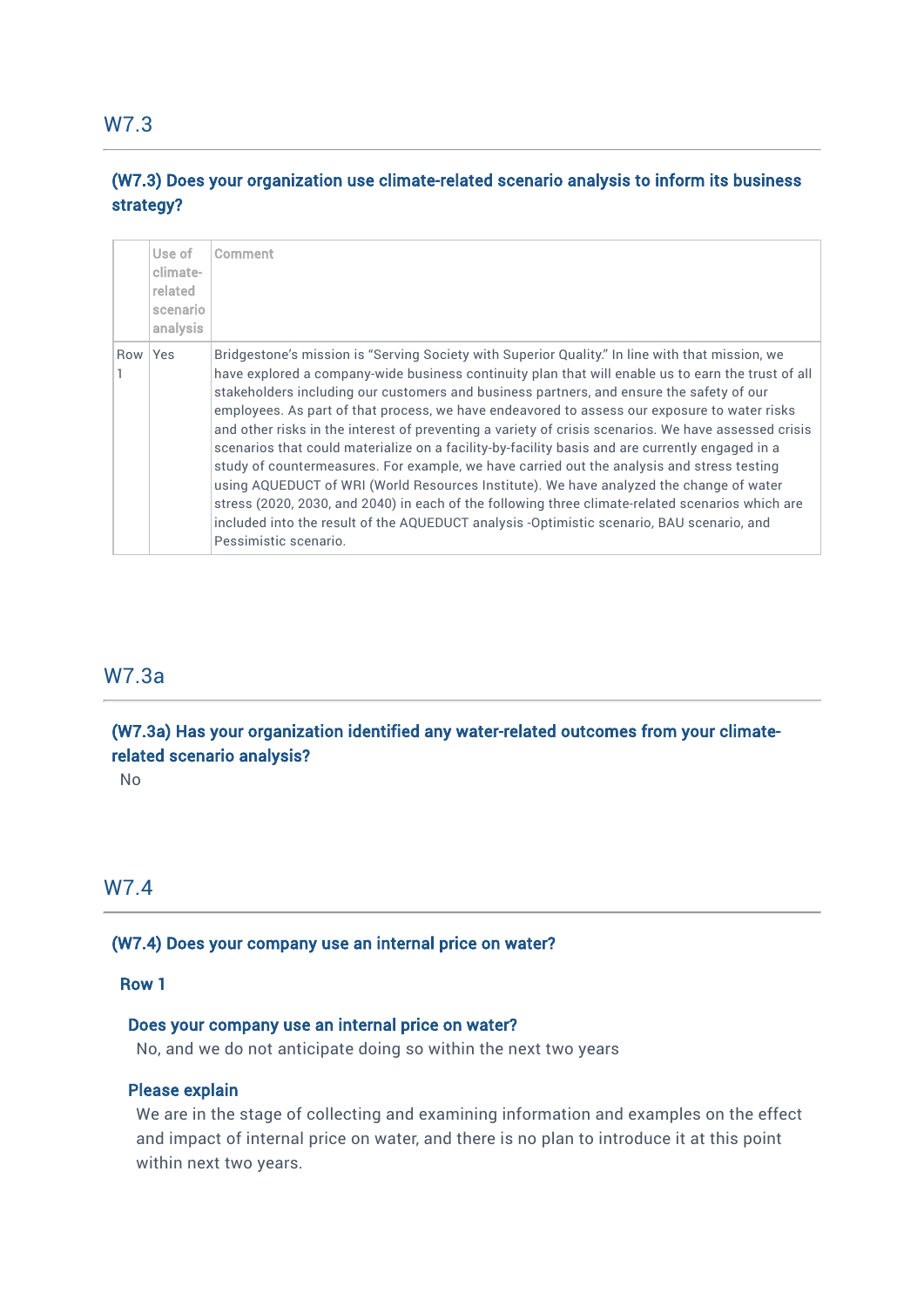## W7.3

### (W7.3) Does your organization use climate-related scenario analysis to inform its business strategy?

| | Use of climate-related scenario analysis | Comment |
|---|---|---|
| Row 1 | Yes | Bridgestone's mission is "Serving Society with Superior Quality." In line with that mission, we have explored a company-wide business continuity plan that will enable us to earn the trust of all stakeholders including our customers and business partners, and ensure the safety of our employees. As part of that process, we have endeavored to assess our exposure to water risks and other risks in the interest of preventing a variety of crisis scenarios. We have assessed crisis scenarios that could materialize on a facility-by-facility basis and are currently engaged in a study of countermeasures. For example, we have carried out the analysis and stress testing using AQUEDUCT of WRI (World Resources Institute). We have analyzed the change of water stress (2020, 2030, and 2040) in each of the following three climate-related scenarios which are included into the result of the AQUEDUCT analysis -Optimistic scenario, BAU scenario, and Pessimistic scenario. |

## W7.3a

### (W7.3a) Has your organization identified any water-related outcomes from your climate-related scenario analysis?

No

## W7.4

### (W7.4) Does your company use an internal price on water?

**Row 1**

**Does your company use an internal price on water?**

No, and we do not anticipate doing so within the next two years

**Please explain**

We are in the stage of collecting and examining information and examples on the effect and impact of internal price on water, and there is no plan to introduce it at this point within next two years.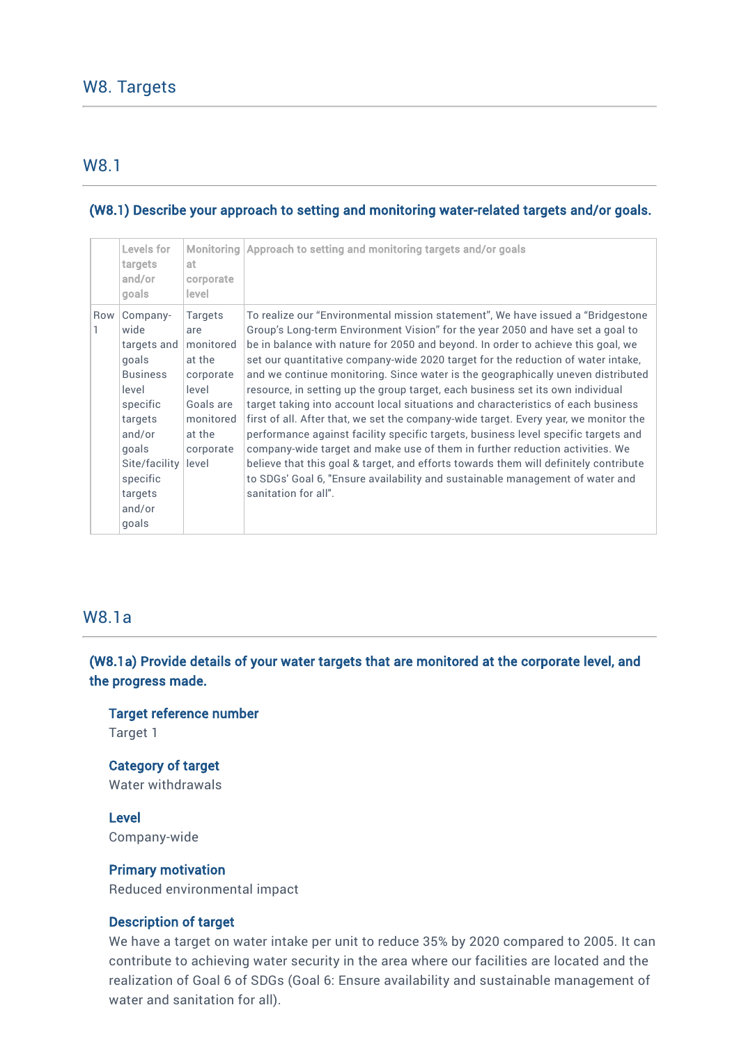## W8. Targets

### W8.1

**(W8.1) Describe your approach to setting and monitoring water-related targets and/or goals.**

| | Levels for targets and/or goals | Monitoring at corporate level | Approach to setting and monitoring targets and/or goals |
|---|---|---|---|
| Row 1 | Company-wide targets and goals<br>Business level specific targets and/or goals<br>Site/facility specific targets and/or goals | Targets are monitored at the corporate level<br>Goals are monitored at the corporate level | To realize our "Environmental mission statement", We have issued a "Bridgestone Group's Long-term Environment Vision" for the year 2050 and have set a goal to be in balance with nature for 2050 and beyond. In order to achieve this goal, we set our quantitative company-wide 2020 target for the reduction of water intake, and we continue monitoring. Since water is the geographically uneven distributed resource, in setting up the group target, each business set its own individual target taking into account local situations and characteristics of each business first of all. After that, we set the company-wide target. Every year, we monitor the performance against facility specific targets, business level specific targets and company-wide target and make use of them in further reduction activities. We believe that this goal & target, and efforts towards them will definitely contribute to SDGs' Goal 6, "Ensure availability and sustainable management of water and sanitation for all". |

### W8.1a

**(W8.1a) Provide details of your water targets that are monitored at the corporate level, and the progress made.**

**Target reference number**
Target 1

**Category of target**
Water withdrawals

**Level**
Company-wide

**Primary motivation**
Reduced environmental impact

**Description of target**
We have a target on water intake per unit to reduce 35% by 2020 compared to 2005. It can contribute to achieving water security in the area where our facilities are located and the realization of Goal 6 of SDGs (Goal 6: Ensure availability and sustainable management of water and sanitation for all).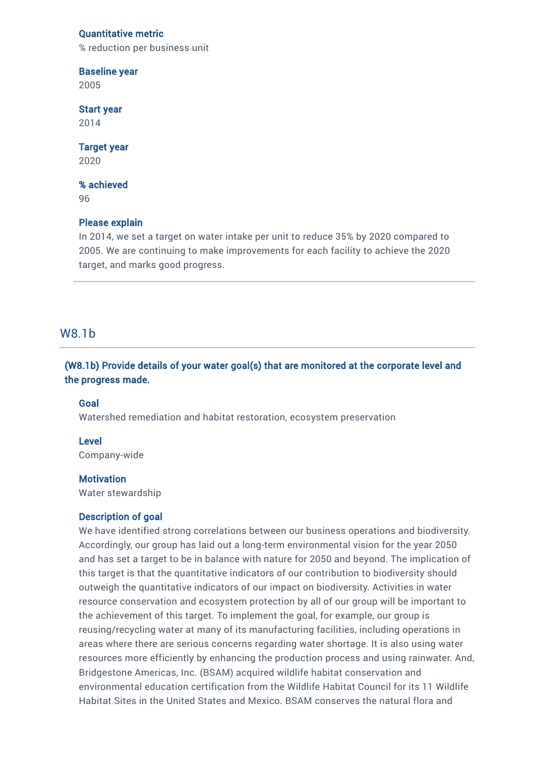**Quantitative metric**
% reduction per business unit

**Baseline year**
2005

**Start year**
2014

**Target year**
2020

**% achieved**
96

**Please explain**
In 2014, we set a target on water intake per unit to reduce 35% by 2020 compared to 2005. We are continuing to make improvements for each facility to achieve the 2020 target, and marks good progress.

---

## W8.1b

**(W8.1b) Provide details of your water goal(s) that are monitored at the corporate level and the progress made.**

**Goal**
Watershed remediation and habitat restoration, ecosystem preservation

**Level**
Company-wide

**Motivation**
Water stewardship

**Description of goal**
We have identified strong correlations between our business operations and biodiversity. Accordingly, our group has laid out a long-term environmental vision for the year 2050 and has set a target to be in balance with nature for 2050 and beyond. The implication of this target is that the quantitative indicators of our contribution to biodiversity should outweigh the quantitative indicators of our impact on biodiversity. Activities in water resource conservation and ecosystem protection by all of our group will be important to the achievement of this target. To implement the goal, for example, our group is reusing/recycling water at many of its manufacturing facilities, including operations in areas where there are serious concerns regarding water shortage. It is also using water resources more efficiently by enhancing the production process and using rainwater. And, Bridgestone Americas, Inc. (BSAM) acquired wildlife habitat conservation and environmental education certification from the Wildlife Habitat Council for its 11 Wildlife Habitat Sites in the United States and Mexico. BSAM conserves the natural flora and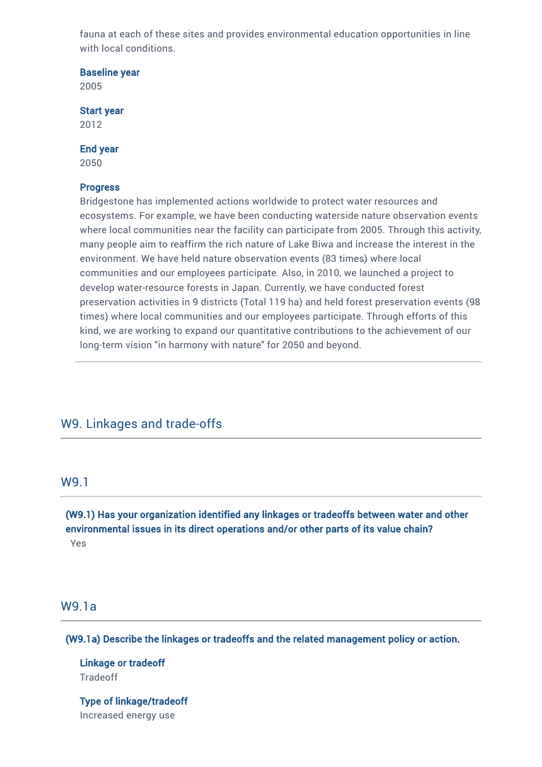fauna at each of these sites and provides environmental education opportunities in line with local conditions.

**Baseline year**
2005

**Start year**
2012

**End year**
2050

**Progress**
Bridgestone has implemented actions worldwide to protect water resources and ecosystems. For example, we have been conducting waterside nature observation events where local communities near the facility can participate from 2005. Through this activity, many people aim to reaffirm the rich nature of Lake Biwa and increase the interest in the environment. We have held nature observation events (83 times) where local communities and our employees participate. Also, in 2010, we launched a project to develop water-resource forests in Japan. Currently, we have conducted forest preservation activities in 9 districts (Total 119 ha) and held forest preservation events (98 times) where local communities and our employees participate. Through efforts of this kind, we are working to expand our quantitative contributions to the achievement of our long-term vision "in harmony with nature" for 2050 and beyond.

## W9. Linkages and trade-offs

### W9.1

**(W9.1) Has your organization identified any linkages or tradeoffs between water and other environmental issues in its direct operations and/or other parts of its value chain?**

Yes

### W9.1a

**(W9.1a) Describe the linkages or tradeoffs and the related management policy or action.**

**Linkage or tradeoff**
Tradeoff

**Type of linkage/tradeoff**
Increased energy use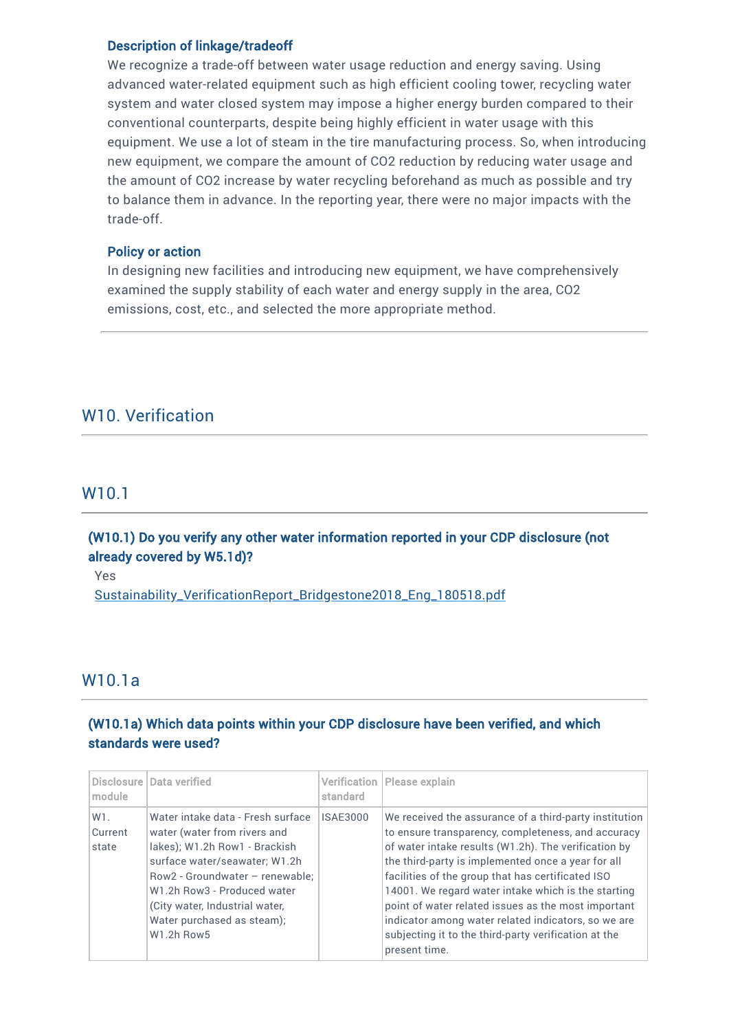### Description of linkage/tradeoff

We recognize a trade-off between water usage reduction and energy saving. Using advanced water-related equipment such as high efficient cooling tower, recycling water system and water closed system may impose a higher energy burden compared to their conventional counterparts, despite being highly efficient in water usage with this equipment. We use a lot of steam in the tire manufacturing process. So, when introducing new equipment, we compare the amount of CO2 reduction by reducing water usage and the amount of CO2 increase by water recycling beforehand as much as possible and try to balance them in advance. In the reporting year, there were no major impacts with the trade-off.

### Policy or action

In designing new facilities and introducing new equipment, we have comprehensively examined the supply stability of each water and energy supply in the area, CO2 emissions, cost, etc., and selected the more appropriate method.

---

## W10. Verification

## W10.1

### (W10.1) Do you verify any other water information reported in your CDP disclosure (not already covered by W5.1d)?

Yes

Sustainability_VerificationReport_Bridgestone2018_Eng_180518.pdf

## W10.1a

### (W10.1a) Which data points within your CDP disclosure have been verified, and which standards were used?

| Disclosure module | Data verified | Verification standard | Please explain |
|---|---|---|---|
| W1. Current state | Water intake data - Fresh surface water (water from rivers and lakes); W1.2h Row1 - Brackish surface water/seawater; W1.2h Row2 - Groundwater – renewable; W1.2h Row3 - Produced water (City water, Industrial water, Water purchased as steam); W1.2h Row5 | ISAE3000 | We received the assurance of a third-party institution to ensure transparency, completeness, and accuracy of water intake results (W1.2h). The verification by the third-party is implemented once a year for all facilities of the group that has certificated ISO 14001. We regard water intake which is the starting point of water related issues as the most important indicator among water related indicators, so we are subjecting it to the third-party verification at the present time. |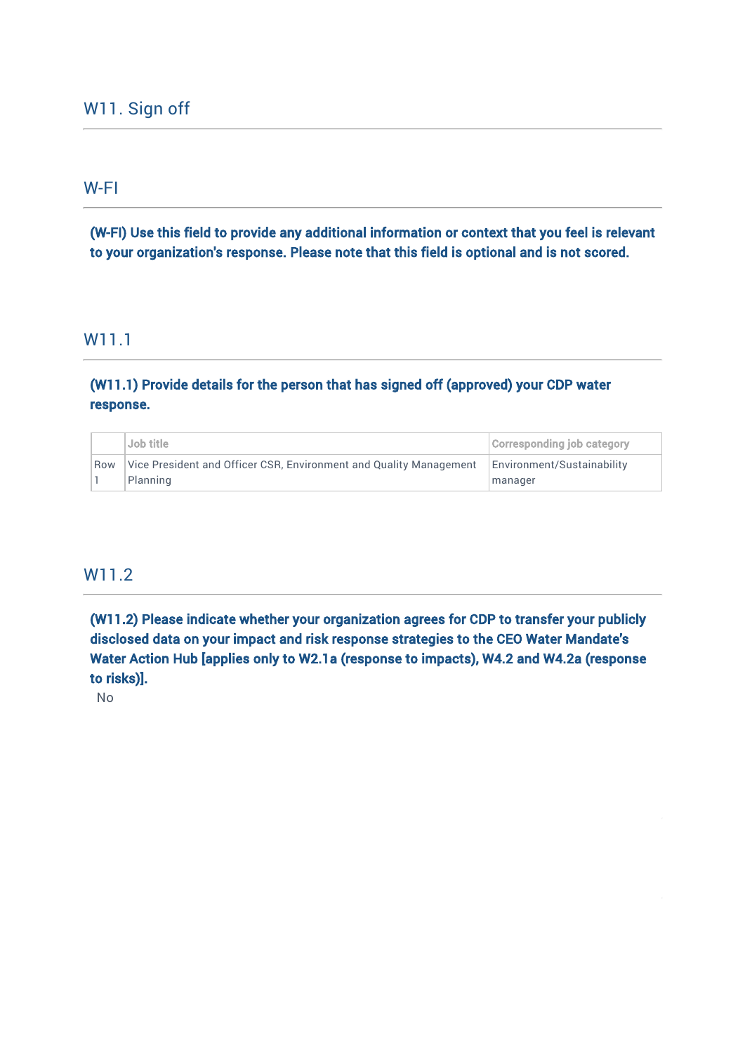## W11. Sign off

### W-FI

**(W-FI) Use this field to provide any additional information or context that you feel is relevant to your organization's response. Please note that this field is optional and is not scored.**

### W11.1

**(W11.1) Provide details for the person that has signed off (approved) your CDP water response.**

| | Job title | Corresponding job category |
|---|---|---|
| Row 1 | Vice President and Officer CSR, Environment and Quality Management Planning | Environment/Sustainability manager |

### W11.2

**(W11.2) Please indicate whether your organization agrees for CDP to transfer your publicly disclosed data on your impact and risk response strategies to the CEO Water Mandate's Water Action Hub [applies only to W2.1a (response to impacts), W4.2 and W4.2a (response to risks)].**

No